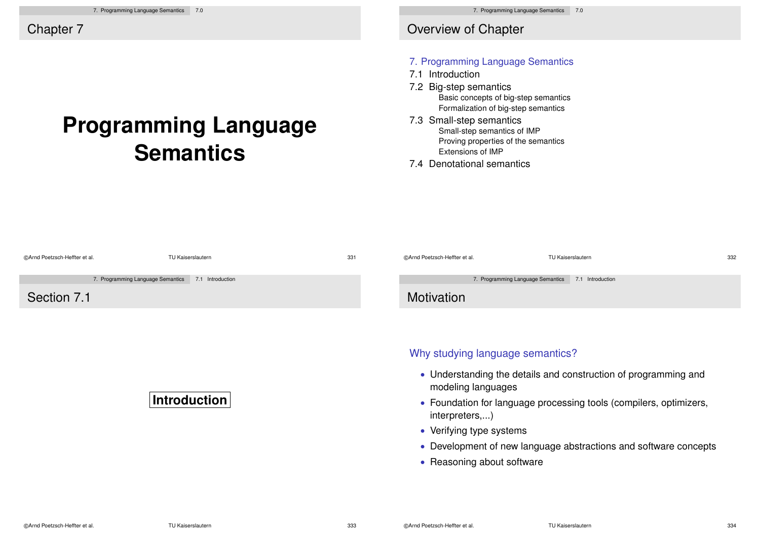## Chapter 7

# Programming Language Semantics

## Overview of Chapter

7. Programming Language Semantics

7.1 Introduction

7.2 Big-step semantics
- Basic concepts of big-step semantics
- Formalization of big-step semantics

7.3 Small-step semantics
- Small-step semantics of IMP
- Proving properties of the semantics
- Extensions of IMP

7.4 Denotational semantics

## Section 7.1

**Introduction**

## Motivation

Why studying language semantics?

- Understanding the details and construction of programming and modeling languages
- Foundation for language processing tools (compilers, optimizers, interpreters,...)
- Verifying type systems
- Development of new language abstractions and software concepts
- Reasoning about software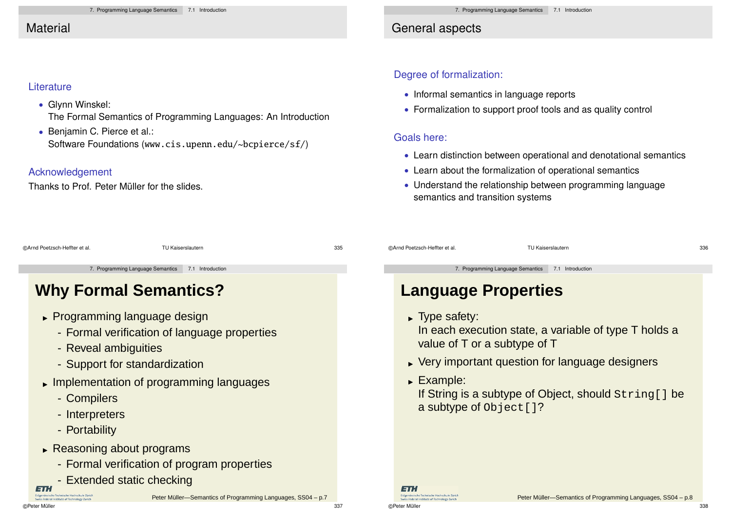## Material

### Literature

- Glynn Winskel:
  The Formal Semantics of Programming Languages: An Introduction
- Benjamin C. Pierce et al.:
  Software Foundations (www.cis.upenn.edu/~bcpierce/sf/)

### Acknowledgement

Thanks to Prof. Peter Müller for the slides.

## General aspects

### Degree of formalization:

- Informal semantics in language reports
- Formalization to support proof tools and as quality control

### Goals here:

- Learn distinction between operational and denotational semantics
- Learn about the formalization of operational semantics
- Understand the relationship between programming language semantics and transition systems

## Why Formal Semantics?

- Programming language design
  - Formal verification of language properties
  - Reveal ambiguities
  - Support for standardization
- Implementation of programming languages
  - Compilers
  - Interpreters
  - Portability
- Reasoning about programs
  - Formal verification of program properties
  - Extended static checking

## Language Properties

- Type safety:
  In each execution state, a variable of type T holds a value of T or a subtype of T
- Very important question for language designers
- Example:
  If String is a subtype of Object, should `String[]` be a subtype of `Object[]`?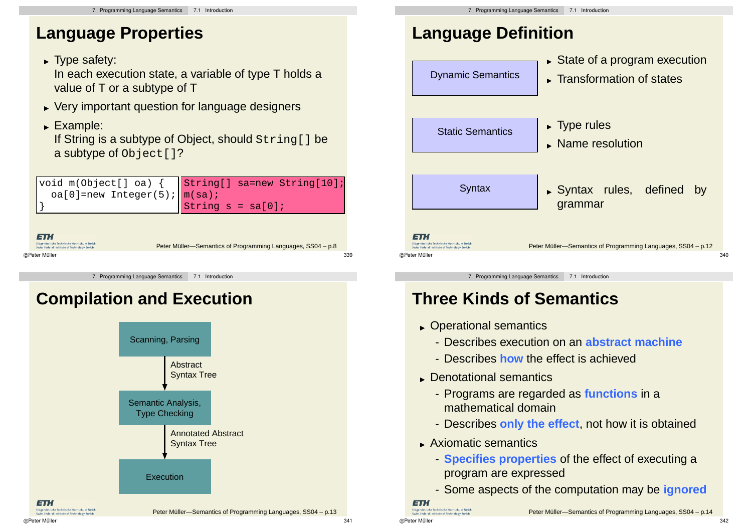## Language Properties

- Type safety:
  In each execution state, a variable of type T holds a value of T or a subtype of T
- Very important question for language designers
- Example:
  If String is a subtype of Object, should `String[]` be a subtype of `Object[]`?

```
void m(Object[] oa) {
  oa[0]=new Integer(5);
}
```

```
String[] sa=new String[10];
m(sa);
String s = sa[0];
```

## Language Definition

**Dynamic Semantics**

- State of a program execution
- Transformation of states

**Static Semantics**

- Type rules
- Name resolution

**Syntax**

- Syntax rules, defined by grammar

## Compilation and Execution

Scanning, Parsing

↓ Abstract Syntax Tree

Semantic Analysis, Type Checking

↓ Annotated Abstract Syntax Tree

Execution

## Three Kinds of Semantics

- Operational semantics
  - Describes execution on an **abstract machine**
  - Describes **how** the effect is achieved
- Denotational semantics
  - Programs are regarded as **functions** in a mathematical domain
  - Describes **only the effect**, not how it is obtained
- Axiomatic semantics
  - **Specifies properties** of the effect of executing a program are expressed
  - Some aspects of the computation may be **ignored**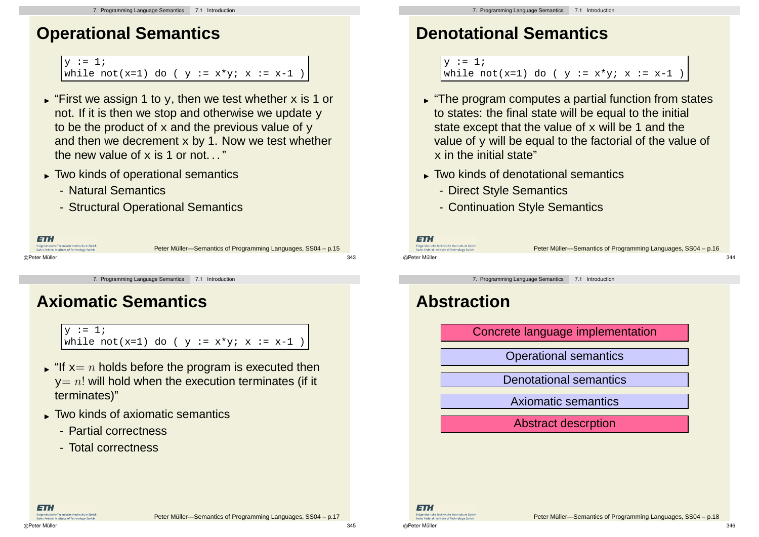## Operational Semantics

```
y := 1;
while not(x=1) do ( y := x*y; x := x-1 )
```

- "First we assign 1 to y, then we test whether x is 1 or not. If it is then we stop and otherwise we update y to be the product of x and the previous value of y and then we decrement x by 1. Now we test whether the new value of x is 1 or not..."
- Two kinds of operational semantics
  - Natural Semantics
  - Structural Operational Semantics

## Denotational Semantics

```
y := 1;
while not(x=1) do ( y := x*y; x := x-1 )
```

- "The program computes a partial function from states to states: the final state will be equal to the initial state except that the value of x will be 1 and the value of y will be equal to the factorial of the value of x in the initial state"
- Two kinds of denotational semantics
  - Direct Style Semantics
  - Continuation Style Semantics

## Axiomatic Semantics

```
y := 1;
while not(x=1) do ( y := x*y; x := x-1 )
```

- "If x$= n$ holds before the program is executed then y$= n!$ will hold when the execution terminates (if it terminates)"
- Two kinds of axiomatic semantics
  - Partial correctness
  - Total correctness

## Abstraction

- Concrete language implementation
- Operational semantics
- Denotational semantics
- Axiomatic semantics
- Abstract descrption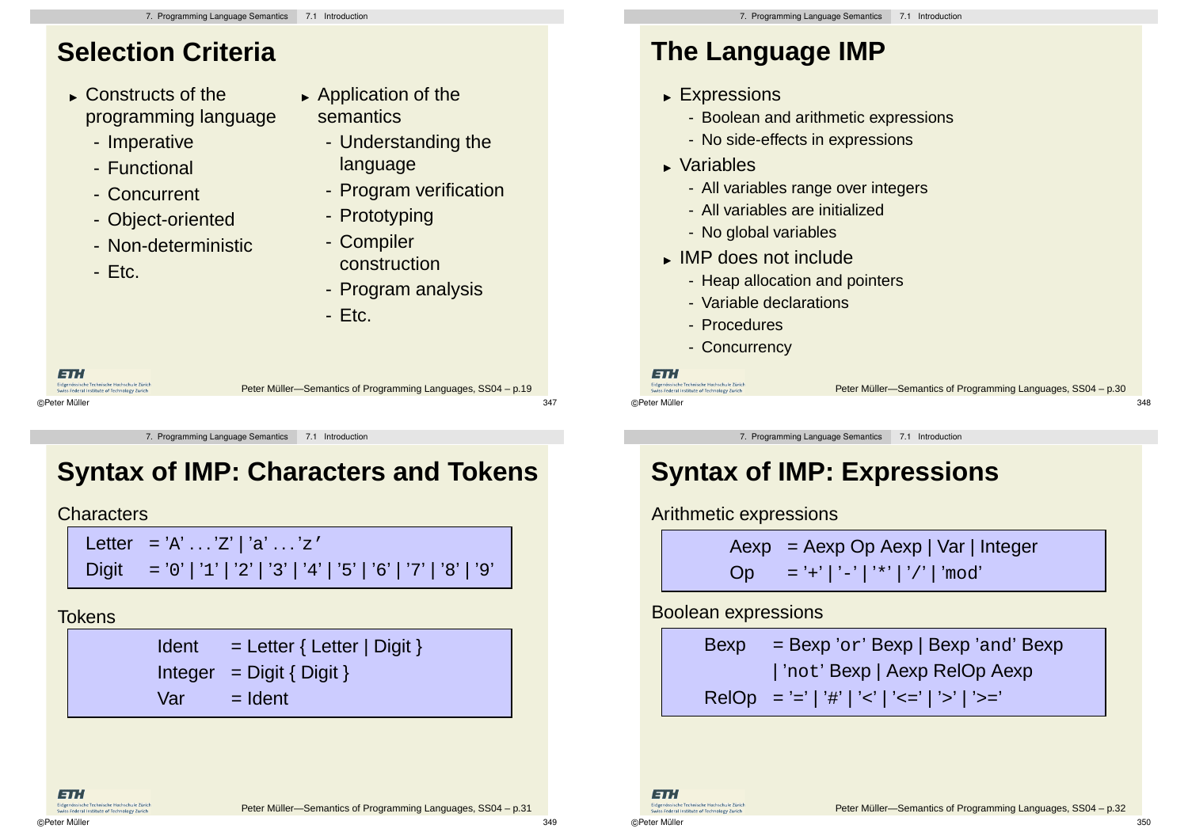## Selection Criteria

- Constructs of the programming language
  - Imperative
  - Functional
  - Concurrent
  - Object-oriented
  - Non-deterministic
  - Etc.
- Application of the semantics
  - Understanding the language
  - Program verification
  - Prototyping
  - Compiler construction
  - Program analysis
  - Etc.

Peter Müller—Semantics of Programming Languages, SS04 – p.19

## The Language IMP

- Expressions
  - Boolean and arithmetic expressions
  - No side-effects in expressions
- Variables
  - All variables range over integers
  - All variables are initialized
  - No global variables
- IMP does not include
  - Heap allocation and pointers
  - Variable declarations
  - Procedures
  - Concurrency

Peter Müller—Semantics of Programming Languages, SS04 – p.30

## Syntax of IMP: Characters and Tokens

Characters

```
Letter  = 'A' ... 'Z' | 'a' ... 'z'
Digit   = '0' | '1' | '2' | '3' | '4' | '5' | '6' | '7' | '8' | '9'
```

Tokens

```
Ident    = Letter { Letter | Digit }
Integer  = Digit { Digit }
Var      = Ident
```

Peter Müller—Semantics of Programming Languages, SS04 – p.31

## Syntax of IMP: Expressions

Arithmetic expressions

```
Aexp  = Aexp Op Aexp | Var | Integer
Op    = '+' | '-' | '*' | '/' | 'mod'
```

Boolean expressions

```
Bexp   = Bexp 'or' Bexp | Bexp 'and' Bexp
       | 'not' Bexp | Aexp RelOp Aexp
RelOp  = '=' | '#' | '<' | '<=' | '>' | '>='
```

Peter Müller—Semantics of Programming Languages, SS04 – p.32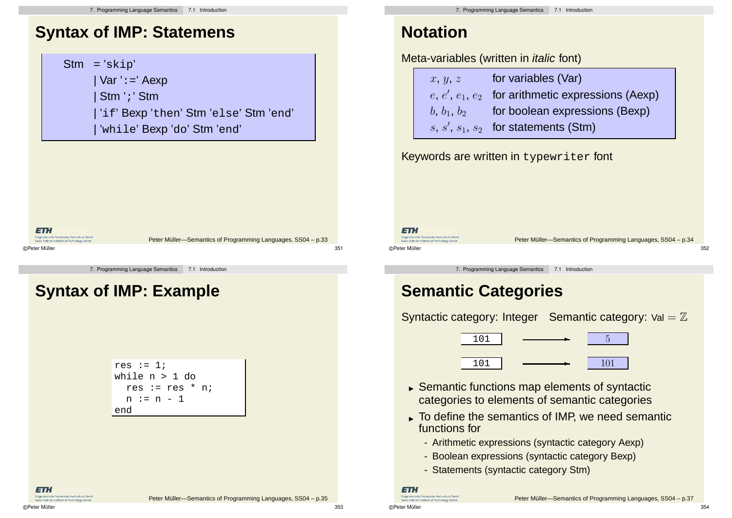## Syntax of IMP: Statemens

```
Stm  = 'skip'
     | Var ':=' Aexp
     | Stm ';' Stm
     | 'if' Bexp 'then' Stm 'else' Stm 'end'
     | 'while' Bexp 'do' Stm 'end'
```

## Notation

Meta-variables (written in *italic* font)

| | |
|---|---|
| $x$, $y$, $z$ | for variables (Var) |
| $e$, $e'$, $e_1$, $e_2$ | for arithmetic expressions (Aexp) |
| $b$, $b_1$, $b_2$ | for boolean expressions (Bexp) |
| $s$, $s'$, $s_1$, $s_2$ | for statements (Stm) |

Keywords are written in `typewriter` font

## Syntax of IMP: Example

```
res := 1;
while n > 1 do
  res := res * n;
  n := n - 1
end
```

## Semantic Categories

Syntactic category: Integer   Semantic category: Val $= \mathbb{Z}$

`101` ⟶ $5$

`101` ⟶ $101$

- Semantic functions map elements of syntactic categories to elements of semantic categories
- To define the semantics of IMP, we need semantic functions for
  - Arithmetic expressions (syntactic category Aexp)
  - Boolean expressions (syntactic category Bexp)
  - Statements (syntactic category Stm)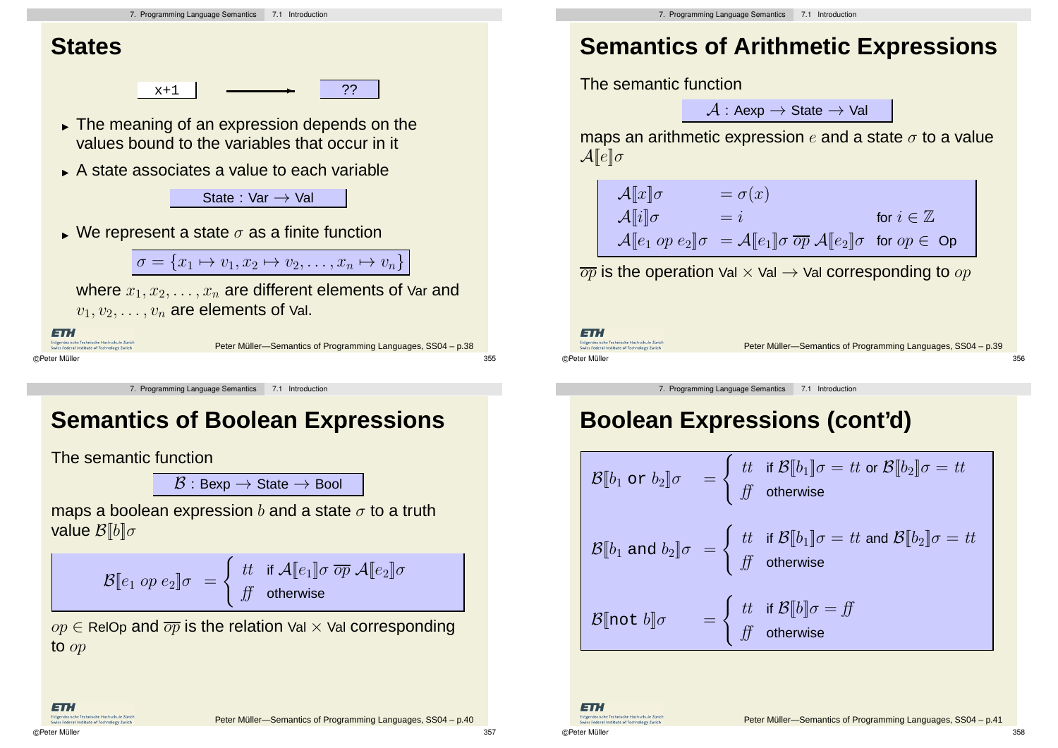## States

`x+1` ⟶ ??

- The meaning of an expression depends on the values bound to the variables that occur in it
- A state associates a value to each variable

$$\text{State} : \text{Var} \rightarrow \text{Val}$$

- We represent a state $\sigma$ as a finite function

$$\sigma = \{x_1 \mapsto v_1, x_2 \mapsto v_2, \ldots, x_n \mapsto v_n\}$$

where $x_1, x_2, \ldots, x_n$ are different elements of Var and $v_1, v_2, \ldots, v_n$ are elements of Val.

## Semantics of Arithmetic Expressions

The semantic function

$$\mathcal{A} : \text{Aexp} \rightarrow \text{State} \rightarrow \text{Val}$$

maps an arithmetic expression $e$ and a state $\sigma$ to a value $\mathcal{A}[\![e]\!]\sigma$

$$
\begin{array}{lll}
\mathcal{A}[\![x]\!]\sigma & = \sigma(x) & \\
\mathcal{A}[\![i]\!]\sigma & = i & \text{for } i \in \mathbb{Z} \\
\mathcal{A}[\![e_1 \; op \; e_2]\!]\sigma & = \mathcal{A}[\![e_1]\!]\sigma \; \overline{op} \; \mathcal{A}[\![e_2]\!]\sigma & \text{for } op \in \text{Op}
\end{array}
$$

$\overline{op}$ is the operation $\text{Val} \times \text{Val} \rightarrow \text{Val}$ corresponding to $op$

## Semantics of Boolean Expressions

The semantic function

$$\mathcal{B} : \text{Bexp} \rightarrow \text{State} \rightarrow \text{Bool}$$

maps a boolean expression $b$ and a state $\sigma$ to a truth value $\mathcal{B}[\![b]\!]\sigma$

$$
\mathcal{B}[\![e_1 \; op \; e_2]\!]\sigma = \begin{cases} tt & \text{if } \mathcal{A}[\![e_1]\!]\sigma \; \overline{op} \; \mathcal{A}[\![e_2]\!]\sigma \\ ff & \text{otherwise} \end{cases}
$$

$op \in \text{RelOp}$ and $\overline{op}$ is the relation $\text{Val} \times \text{Val}$ corresponding to $op$

## Boolean Expressions (cont'd)

$$
\mathcal{B}[\![b_1 \; \texttt{or} \; b_2]\!]\sigma = \begin{cases} tt & \text{if } \mathcal{B}[\![b_1]\!]\sigma = tt \text{ or } \mathcal{B}[\![b_2]\!]\sigma = tt \\ ff & \text{otherwise} \end{cases}
$$

$$
\mathcal{B}[\![b_1 \; \texttt{and} \; b_2]\!]\sigma = \begin{cases} tt & \text{if } \mathcal{B}[\![b_1]\!]\sigma = tt \text{ and } \mathcal{B}[\![b_2]\!]\sigma = tt \\ ff & \text{otherwise} \end{cases}
$$

$$
\mathcal{B}[\![\texttt{not} \; b]\!]\sigma = \begin{cases} tt & \text{if } \mathcal{B}[\![b]\!]\sigma = ff \\ ff & \text{otherwise} \end{cases}
$$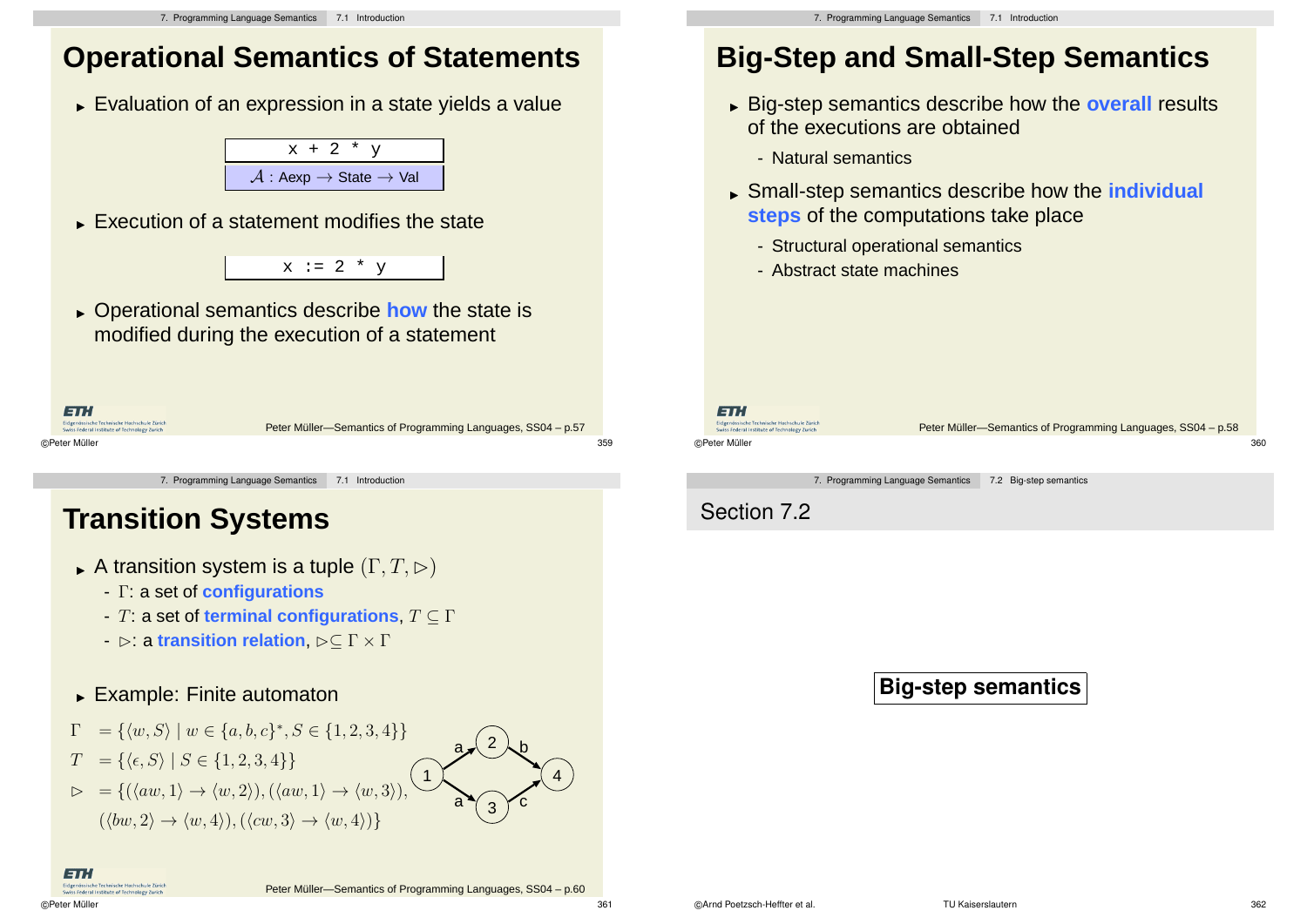# Operational Semantics of Statements

- Evaluation of an expression in a state yields a value

```
x + 2 * y
```

$\mathcal{A}$ : Aexp $\rightarrow$ State $\rightarrow$ Val

- Execution of a statement modifies the state

```
x := 2 * y
```

- Operational semantics describe **how** the state is modified during the execution of a statement

Peter Müller—Semantics of Programming Languages, SS04 – p.57

# Big-Step and Small-Step Semantics

- Big-step semantics describe how the **overall** results of the executions are obtained
  - Natural semantics
- Small-step semantics describe how the **individual steps** of the computations take place
  - Structural operational semantics
  - Abstract state machines

Peter Müller—Semantics of Programming Languages, SS04 – p.58

# Transition Systems

- A transition system is a tuple $(\Gamma, T, \triangleright)$
  - $\Gamma$: a set of **configurations**
  - $T$: a set of **terminal configurations**, $T \subseteq \Gamma$
  - $\triangleright$: a **transition relation**, $\triangleright \subseteq \Gamma \times \Gamma$
- Example: Finite automaton

$$\Gamma = \{\langle w, S\rangle \mid w \in \{a,b,c\}^*, S \in \{1,2,3,4\}\}$$

$$T = \{\langle \epsilon, S\rangle \mid S \in \{1,2,3,4\}\}$$

$$\triangleright = \{(\langle aw, 1\rangle \rightarrow \langle w, 2\rangle), (\langle aw, 1\rangle \rightarrow \langle w, 3\rangle), (\langle bw, 2\rangle \rightarrow \langle w, 4\rangle), (\langle cw, 3\rangle \rightarrow \langle w, 4\rangle)\}$$

Peter Müller—Semantics of Programming Languages, SS04 – p.60

## Section 7.2

**Big-step semantics**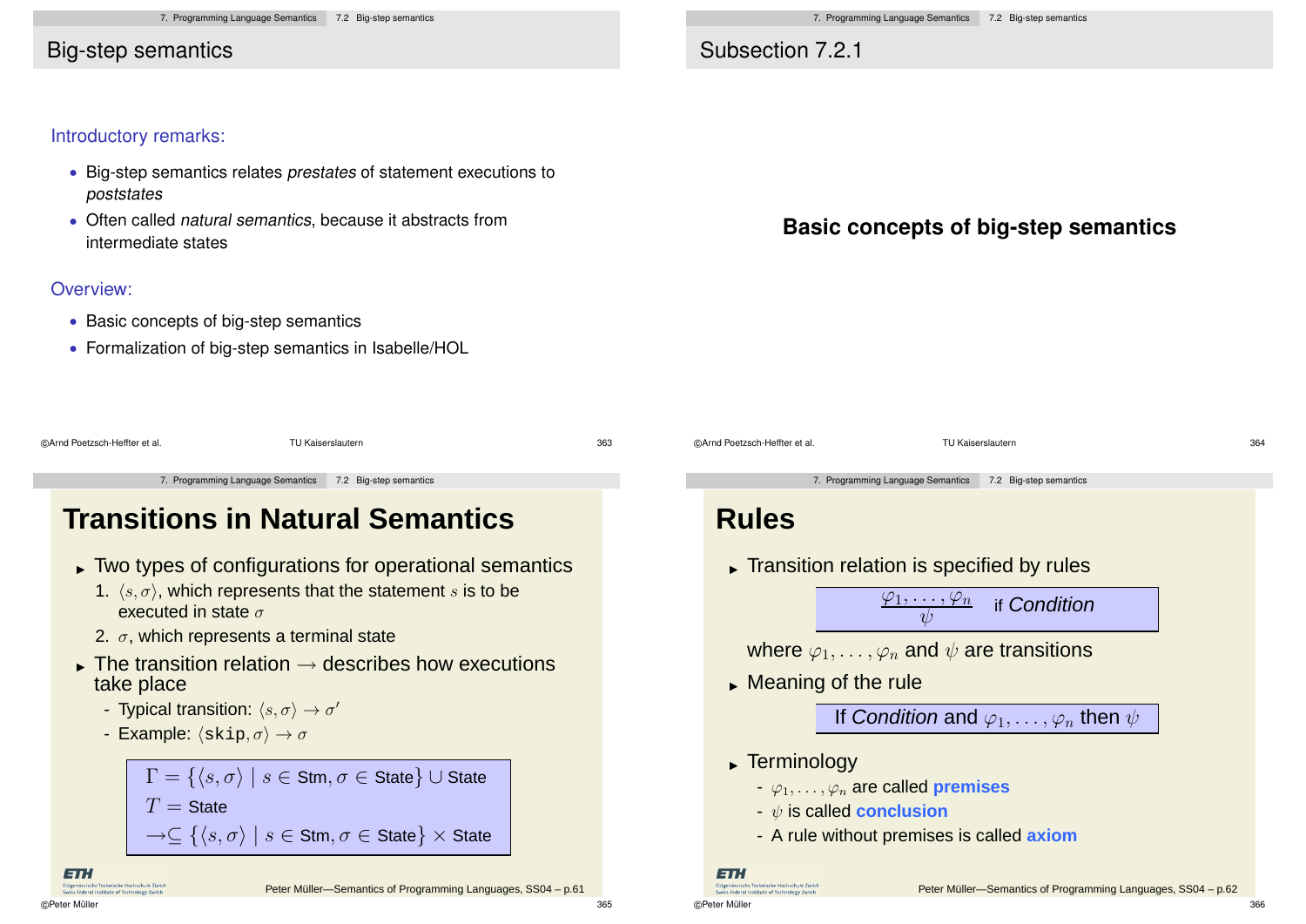## Big-step semantics

Introductory remarks:

- Big-step semantics relates *prestates* of statement executions to *poststates*
- Often called *natural semantics*, because it abstracts from intermediate states

Overview:

- Basic concepts of big-step semantics
- Formalization of big-step semantics in Isabelle/HOL

## Subsection 7.2.1

**Basic concepts of big-step semantics**

# Transitions in Natural Semantics

- Two types of configurations for operational semantics
  1. $\langle s, \sigma \rangle$, which represents that the statement $s$ is to be executed in state $\sigma$
  2. $\sigma$, which represents a terminal state
- The transition relation $\rightarrow$ describes how executions take place
  - Typical transition: $\langle s, \sigma \rangle \rightarrow \sigma'$
  - Example: $\langle \mathtt{skip}, \sigma \rangle \rightarrow \sigma$

$$\Gamma = \{\langle s, \sigma \rangle \mid s \in \text{Stm}, \sigma \in \text{State}\} \cup \text{State}$$
$$T = \text{State}$$
$$\rightarrow \subseteq \{\langle s, \sigma \rangle \mid s \in \text{Stm}, \sigma \in \text{State}\} \times \text{State}$$

Peter Müller—Semantics of Programming Languages, SS04 – p.61

# Rules

- Transition relation is specified by rules

$$\frac{\varphi_1, \ldots, \varphi_n}{\psi} \quad \text{if } \textit{Condition}$$

where $\varphi_1, \ldots, \varphi_n$ and $\psi$ are transitions

- Meaning of the rule

If *Condition* and $\varphi_1, \ldots, \varphi_n$ then $\psi$

- Terminology
  - $\varphi_1, \ldots, \varphi_n$ are called **premises**
  - $\psi$ is called **conclusion**
  - A rule without premises is called **axiom**

Peter Müller—Semantics of Programming Languages, SS04 – p.62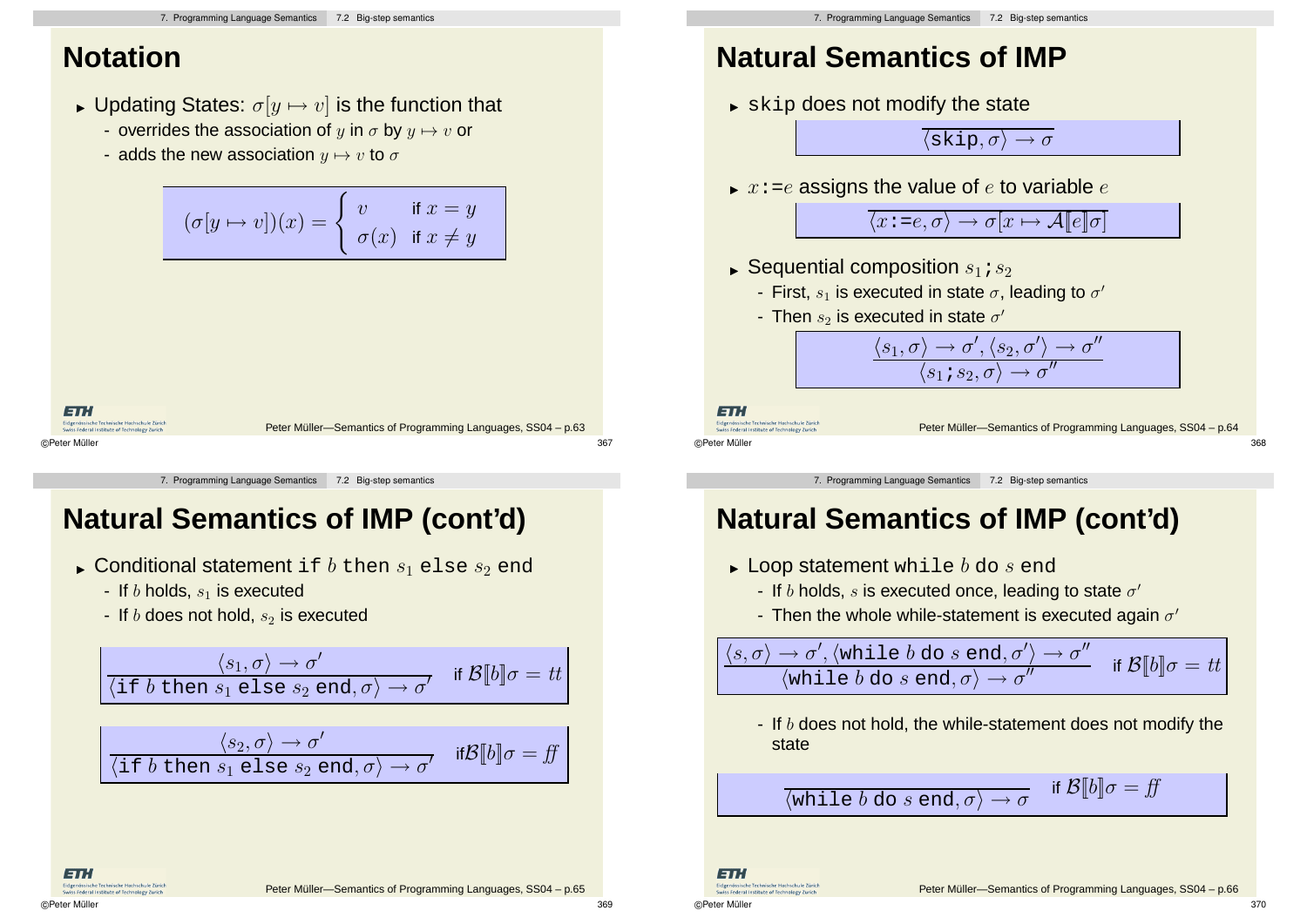# Notation

- Updating States: $\sigma[y \mapsto v]$ is the function that
  - overrides the association of $y$ in $\sigma$ by $y \mapsto v$ or
  - adds the new association $y \mapsto v$ to $\sigma$

$$(\sigma[y \mapsto v])(x) = \begin{cases} v & \text{if } x = y \\ \sigma(x) & \text{if } x \neq y \end{cases}$$

# Natural Semantics of IMP

- `skip` does not modify the state

$$\overline{\langle \texttt{skip}, \sigma \rangle \rightarrow \sigma}$$

- $x$`:=`$e$ assigns the value of $e$ to variable $e$

$$\overline{\langle x \texttt{:=} e, \sigma \rangle \rightarrow \sigma[x \mapsto \mathcal{A}[\![e]\!]\sigma]}$$

- Sequential composition $s_1$`;`$s_2$
  - First, $s_1$ is executed in state $\sigma$, leading to $\sigma'$
  - Then $s_2$ is executed in state $\sigma'$

$$\frac{\langle s_1, \sigma \rangle \rightarrow \sigma', \langle s_2, \sigma' \rangle \rightarrow \sigma''}{\langle s_1 \texttt{;} s_2, \sigma \rangle \rightarrow \sigma''}$$

# Natural Semantics of IMP (cont'd)

- Conditional statement `if` $b$ `then` $s_1$ `else` $s_2$ `end`
  - If $b$ holds, $s_1$ is executed
  - If $b$ does not hold, $s_2$ is executed

$$\frac{\langle s_1, \sigma \rangle \rightarrow \sigma'}{\langle \texttt{if } b \texttt{ then } s_1 \texttt{ else } s_2 \texttt{ end}, \sigma \rangle \rightarrow \sigma'} \quad \text{if } \mathcal{B}[\![b]\!]\sigma = tt$$

$$\frac{\langle s_2, \sigma \rangle \rightarrow \sigma'}{\langle \texttt{if } b \texttt{ then } s_1 \texttt{ else } s_2 \texttt{ end}, \sigma \rangle \rightarrow \sigma'} \quad \text{if} \mathcal{B}[\![b]\!]\sigma = f\!f$$

# Natural Semantics of IMP (cont'd)

- Loop statement `while` $b$ `do` $s$ `end`
  - If $b$ holds, $s$ is executed once, leading to state $\sigma'$
  - Then the whole while-statement is executed again $\sigma'$

$$\frac{\langle s, \sigma \rangle \rightarrow \sigma', \langle \texttt{while } b \texttt{ do } s \texttt{ end}, \sigma' \rangle \rightarrow \sigma''}{\langle \texttt{while } b \texttt{ do } s \texttt{ end}, \sigma \rangle \rightarrow \sigma''} \quad \text{if } \mathcal{B}[\![b]\!]\sigma = tt$$

  - If $b$ does not hold, the while-statement does not modify the state

$$\overline{\langle \texttt{while } b \texttt{ do } s \texttt{ end}, \sigma \rangle \rightarrow \sigma} \quad \text{if } \mathcal{B}[\![b]\!]\sigma = f\!f$$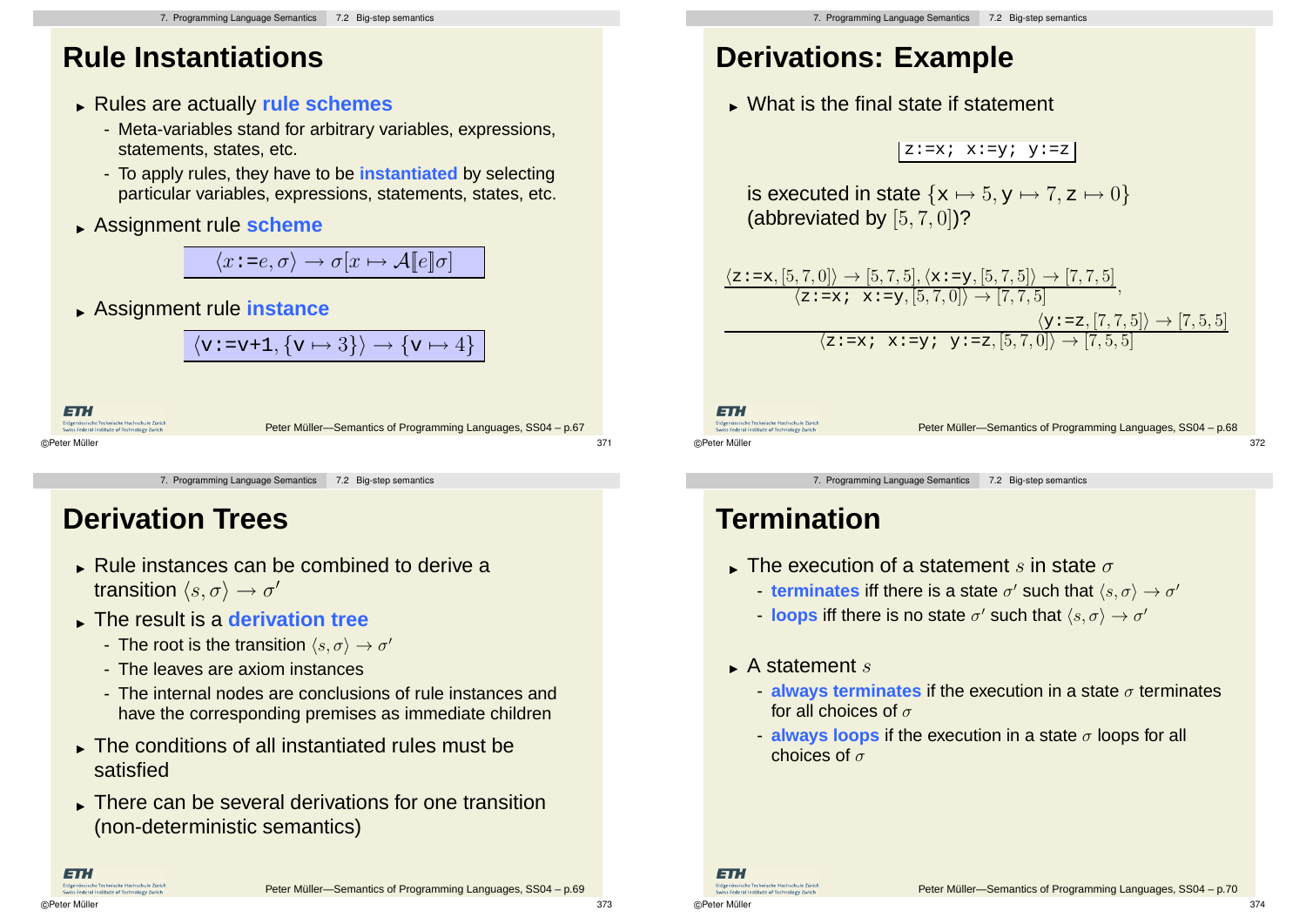## Rule Instantiations

- Rules are actually **rule schemes**
  - Meta-variables stand for arbitrary variables, expressions, statements, states, etc.
  - To apply rules, they have to be **instantiated** by selecting particular variables, expressions, statements, states, etc.
- Assignment rule **scheme**

$$\langle x \texttt{:=} e, \sigma \rangle \rightarrow \sigma[x \mapsto \mathcal{A}[\![e]\!]\sigma]$$

- Assignment rule **instance**

$$\langle \texttt{v:=v+1}, \{\texttt{v} \mapsto 3\} \rangle \rightarrow \{\texttt{v} \mapsto 4\}$$

## Derivations: Example

- What is the final state if statement

```
z:=x; x:=y; y:=z
```

is executed in state $\{\mathsf{x} \mapsto 5, \mathsf{y} \mapsto 7, \mathsf{z} \mapsto 0\}$ (abbreviated by $[5, 7, 0]$)?

$$\cfrac{\cfrac{\langle \texttt{z:=x}, [5,7,0] \rangle \rightarrow [5,7,5], \langle \texttt{x:=y}, [5,7,5] \rangle \rightarrow [7,7,5]}{\langle \texttt{z:=x; x:=y}, [5,7,0] \rangle \rightarrow [7,7,5]}, \quad \langle \texttt{y:=z}, [7,7,5] \rangle \rightarrow [7,5,5]}{\langle \texttt{z:=x; x:=y; y:=z}, [5,7,0] \rangle \rightarrow [7,5,5]}$$

## Derivation Trees

- Rule instances can be combined to derive a transition $\langle s, \sigma \rangle \rightarrow \sigma'$
- The result is a **derivation tree**
  - The root is the transition $\langle s, \sigma \rangle \rightarrow \sigma'$
  - The leaves are axiom instances
  - The internal nodes are conclusions of rule instances and have the corresponding premises as immediate children
- The conditions of all instantiated rules must be satisfied
- There can be several derivations for one transition (non-deterministic semantics)

## Termination

- The execution of a statement $s$ in state $\sigma$
  - **terminates** iff there is a state $\sigma'$ such that $\langle s, \sigma \rangle \rightarrow \sigma'$
  - **loops** iff there is no state $\sigma'$ such that $\langle s, \sigma \rangle \rightarrow \sigma'$
- A statement $s$
  - **always terminates** if the execution in a state $\sigma$ terminates for all choices of $\sigma$
  - **always loops** if the execution in a state $\sigma$ loops for all choices of $\sigma$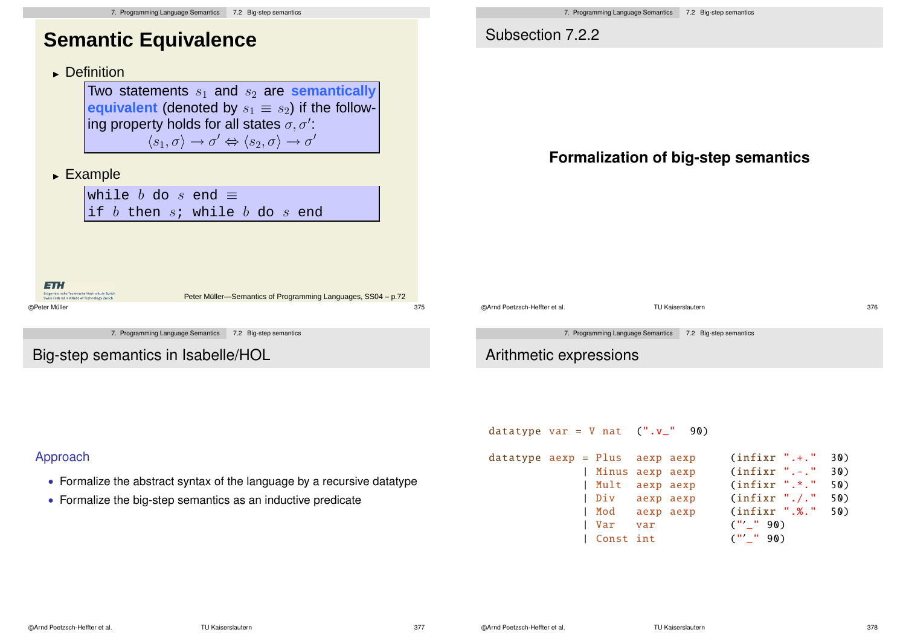## Semantic Equivalence

- Definition

  Two statements $s_1$ and $s_2$ are **semantically equivalent** (denoted by $s_1 \equiv s_2$) if the following property holds for all states $\sigma, \sigma'$:

  $$\langle s_1, \sigma \rangle \rightarrow \sigma' \Leftrightarrow \langle s_2, \sigma \rangle \rightarrow \sigma'$$

- Example

  `while` $b$ `do` $s$ `end` $\equiv$
  `if` $b$ `then` $s$`;` `while` $b$ `do` $s$ `end`

Peter Müller—Semantics of Programming Languages, SS04 – p.72

## Subsection 7.2.2

**Formalization of big-step semantics**

## Big-step semantics in Isabelle/HOL

Approach

- Formalize the abstract syntax of the language by a recursive datatype
- Formalize the big-step semantics as an inductive predicate

## Arithmetic expressions

```
datatype var = V nat  (".v_"  90)

datatype aexp = Plus  aexp aexp     (infixr ".+."  30)
              | Minus aexp aexp     (infixr ".-."  30)
              | Mult  aexp aexp     (infixr ".*."  50)
              | Div   aexp aexp     (infixr "./."  50)
              | Mod   aexp aexp     (infixr ".%."  50)
              | Var   var           ("'_" 90)
              | Const int           ("'_" 90)
```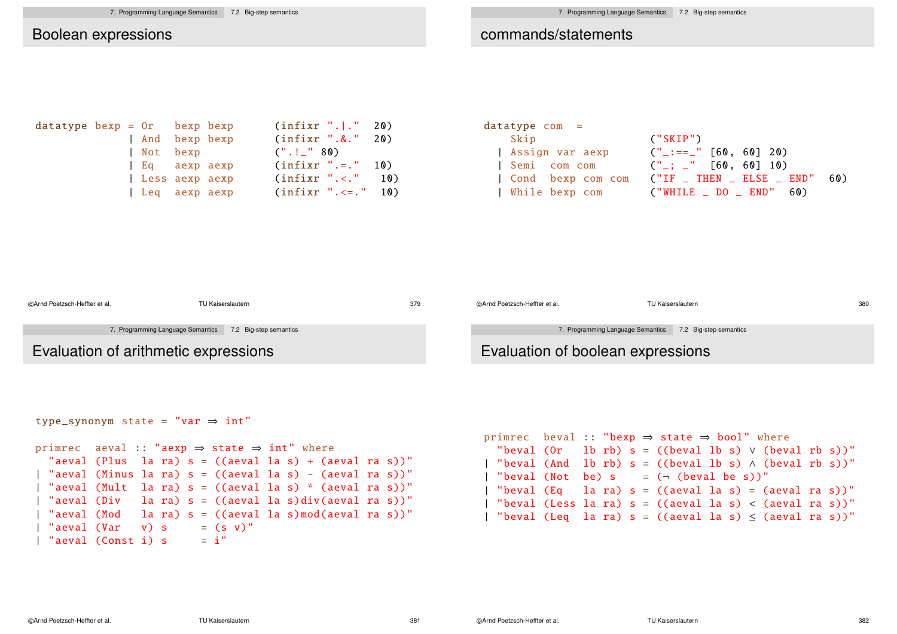## Boolean expressions

```
datatype bexp = Or   bexp bexp      (infixr ".|."  20)
              | And  bexp bexp      (infixr ".&."  20)
              | Not  bexp           (".!_" 80)
              | Eq   aexp aexp      (infixr ".=."  10)
              | Less aexp aexp      (infixr ".<."   10)
              | Leq  aexp aexp      (infixr ".<=."  10)
```

## commands/statements

```
datatype com  =
    Skip                    ("SKIP")
  | Assign var aexp         ("_:==_" [60, 60] 20)
  | Semi   com com          ("_; _"  [60, 60] 10)
  | Cond   bexp com com     ("IF _ THEN _ ELSE _ END"  60)
  | While bexp com          ("WHILE _ DO _ END"  60)
```

## Evaluation of arithmetic expressions

```
type_synonym state = "var ⇒ int"

primrec  aeval :: "aexp ⇒ state ⇒ int" where
  "aeval (Plus  la ra) s = ((aeval la s) + (aeval ra s))"
| "aeval (Minus la ra) s = ((aeval la s) - (aeval ra s))"
| "aeval (Mult  la ra) s = ((aeval la s) * (aeval ra s))"
| "aeval (Div   la ra) s = ((aeval la s)div(aeval ra s))"
| "aeval (Mod   la ra) s = ((aeval la s)mod(aeval ra s))"
| "aeval (Var   v) s     = (s v)"
| "aeval (Const i) s     = i"
```

## Evaluation of boolean expressions

```
primrec  beval :: "bexp ⇒ state ⇒ bool" where
  "beval (Or   lb rb) s = ((beval lb s) ∨ (beval rb s))"
| "beval (And  lb rb) s = ((beval lb s) ∧ (beval rb s))"
| "beval (Not  be) s    = (¬ (beval be s))"
| "beval (Eq   la ra) s = ((aeval la s) = (aeval ra s))"
| "beval (Less la ra) s = ((aeval la s) < (aeval ra s))"
| "beval (Leq  la ra) s = ((aeval la s) ≤ (aeval ra s))"
```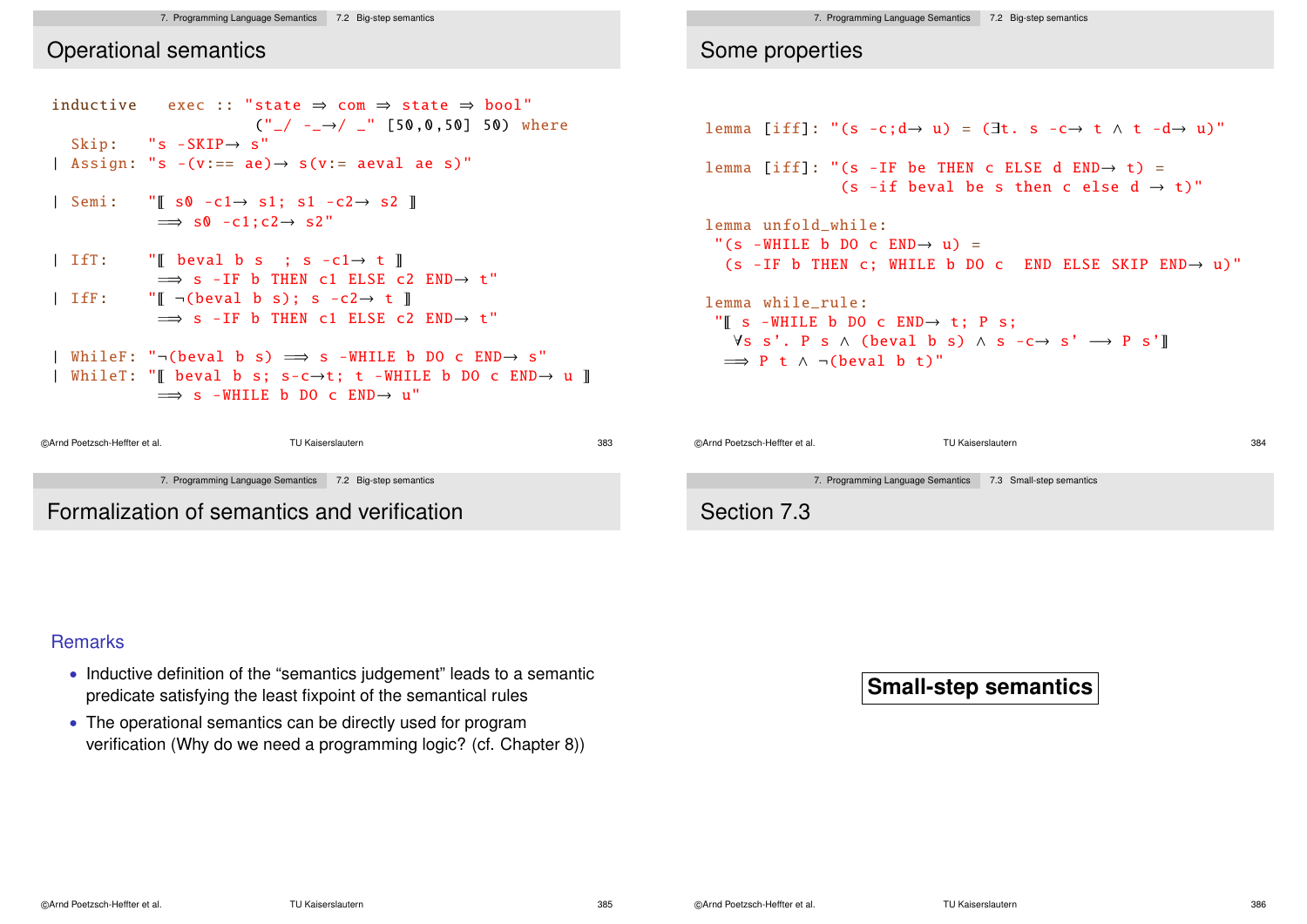## Operational semantics

```
inductive   exec :: "state ⇒ com ⇒ state ⇒ bool"
                    ("_/ -_→/ _" [50,0,50] 50) where
  Skip:   "s -SKIP→ s"
| Assign: "s -(v:== ae)→ s(v:= aeval ae s)"

| Semi:   "⟦ s0 -c1→ s1; s1 -c2→ s2 ⟧
          ⟹ s0 -c1;c2→ s2"

| IfT:    "⟦ beval b s   ; s -c1→ t ⟧
          ⟹ s -IF b THEN c1 ELSE c2 END→ t"
| IfF:    "⟦ ¬(beval b s); s -c2→ t ⟧
          ⟹ s -IF b THEN c1 ELSE c2 END→ t"

| WhileF: "¬(beval b s) ⟹ s -WHILE b DO c END→ s"
| WhileT: "⟦ beval b s; s-c→t; t -WHILE b DO c END→ u ⟧
          ⟹ s -WHILE b DO c END→ u"
```

## Some properties

```
lemma [iff]: "(s -c;d→ u) = (∃t. s -c→ t ∧ t -d→ u)"

lemma [iff]: "(s -IF be THEN c ELSE d END→ t) =
              (s -if beval be s then c else d → t)"

lemma unfold_while:
 "(s -WHILE b DO c END→ u) =
  (s -IF b THEN c; WHILE b DO c  END ELSE SKIP END→ u)"

lemma while_rule:
 "⟦ s -WHILE b DO c END→ t; P s;
   ∀s s'. P s ∧ (beval b s) ∧ s -c→ s' ⟶ P s'⟧
  ⟹ P t ∧ ¬(beval b t)"
```

## Formalization of semantics and verification

### Remarks

- Inductive definition of the "semantics judgement" leads to a semantic predicate satisfying the least fixpoint of the semantical rules
- The operational semantics can be directly used for program verification (Why do we need a programming logic? (cf. Chapter 8))

## Section 7.3

**Small-step semantics**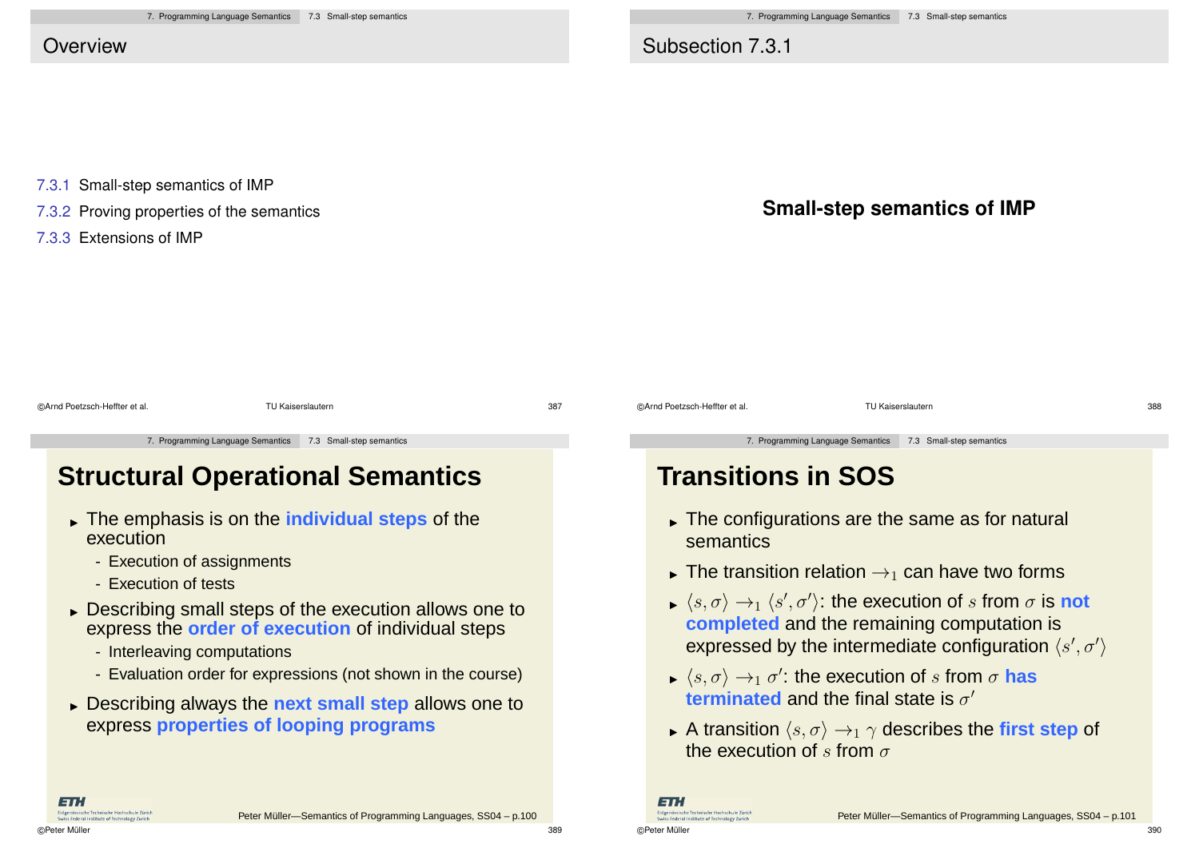## Overview

7.3.1 Small-step semantics of IMP

7.3.2 Proving properties of the semantics

7.3.3 Extensions of IMP

## Subsection 7.3.1

**Small-step semantics of IMP**

# Structural Operational Semantics

- The emphasis is on the **individual steps** of the execution
  - Execution of assignments
  - Execution of tests
- Describing small steps of the execution allows one to express the **order of execution** of individual steps
  - Interleaving computations
  - Evaluation order for expressions (not shown in the course)
- Describing always the **next small step** allows one to express **properties of looping programs**

# Transitions in SOS

- The configurations are the same as for natural semantics
- The transition relation $\rightarrow_1$ can have two forms
- $\langle s, \sigma \rangle \rightarrow_1 \langle s', \sigma' \rangle$: the execution of $s$ from $\sigma$ is **not completed** and the remaining computation is expressed by the intermediate configuration $\langle s', \sigma' \rangle$
- $\langle s, \sigma \rangle \rightarrow_1 \sigma'$: the execution of $s$ from $\sigma$ **has terminated** and the final state is $\sigma'$
- A transition $\langle s, \sigma \rangle \rightarrow_1 \gamma$ describes the **first step** of the execution of $s$ from $\sigma$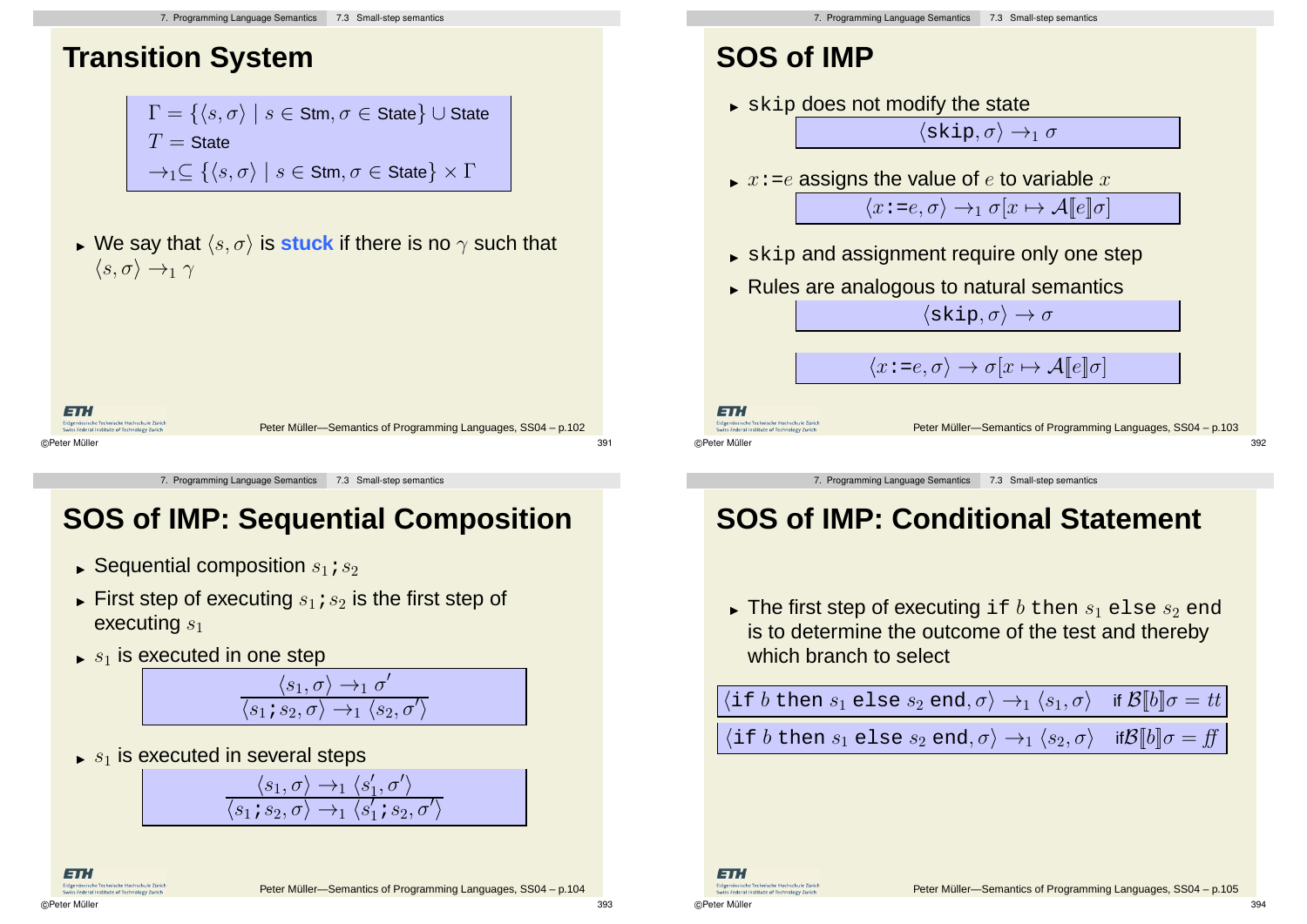## Transition System

$$\Gamma = \{\langle s, \sigma \rangle \mid s \in \text{Stm}, \sigma \in \text{State}\} \cup \text{State}$$
$$T = \text{State}$$
$$\rightarrow_1 \subseteq \{\langle s, \sigma \rangle \mid s \in \text{Stm}, \sigma \in \text{State}\} \times \Gamma$$

- We say that $\langle s, \sigma \rangle$ is **stuck** if there is no $\gamma$ such that $\langle s, \sigma \rangle \rightarrow_1 \gamma$

## SOS of IMP

- `skip` does not modify the state

$$\langle \texttt{skip}, \sigma \rangle \rightarrow_1 \sigma$$

- $x$`:=`$e$ assigns the value of $e$ to variable $x$

$$\langle x \texttt{:=} e, \sigma \rangle \rightarrow_1 \sigma[x \mapsto \mathcal{A}[\![e]\!]\sigma]$$

- `skip` and assignment require only one step
- Rules are analogous to natural semantics

$$\langle \texttt{skip}, \sigma \rangle \rightarrow \sigma$$

$$\langle x \texttt{:=} e, \sigma \rangle \rightarrow \sigma[x \mapsto \mathcal{A}[\![e]\!]\sigma]$$

## SOS of IMP: Sequential Composition

- Sequential composition $s_1$`;`$s_2$
- First step of executing $s_1$`;`$s_2$ is the first step of executing $s_1$
- $s_1$ is executed in one step

$$\frac{\langle s_1, \sigma \rangle \rightarrow_1 \sigma'}{\langle s_1 \texttt{;} s_2, \sigma \rangle \rightarrow_1 \langle s_2, \sigma' \rangle}$$

- $s_1$ is executed in several steps

$$\frac{\langle s_1, \sigma \rangle \rightarrow_1 \langle s_1', \sigma' \rangle}{\langle s_1 \texttt{;} s_2, \sigma \rangle \rightarrow_1 \langle s_1' \texttt{;} s_2, \sigma' \rangle}$$

## SOS of IMP: Conditional Statement

- The first step of executing `if` $b$ `then` $s_1$ `else` $s_2$ `end` is to determine the outcome of the test and thereby which branch to select

$$\langle \texttt{if } b \texttt{ then } s_1 \texttt{ else } s_2 \texttt{ end}, \sigma \rangle \rightarrow_1 \langle s_1, \sigma \rangle \quad \text{if } \mathcal{B}[\![b]\!]\sigma = tt$$

$$\langle \texttt{if } b \texttt{ then } s_1 \texttt{ else } s_2 \texttt{ end}, \sigma \rangle \rightarrow_1 \langle s_2, \sigma \rangle \quad \text{if } \mathcal{B}[\![b]\!]\sigma = ff$$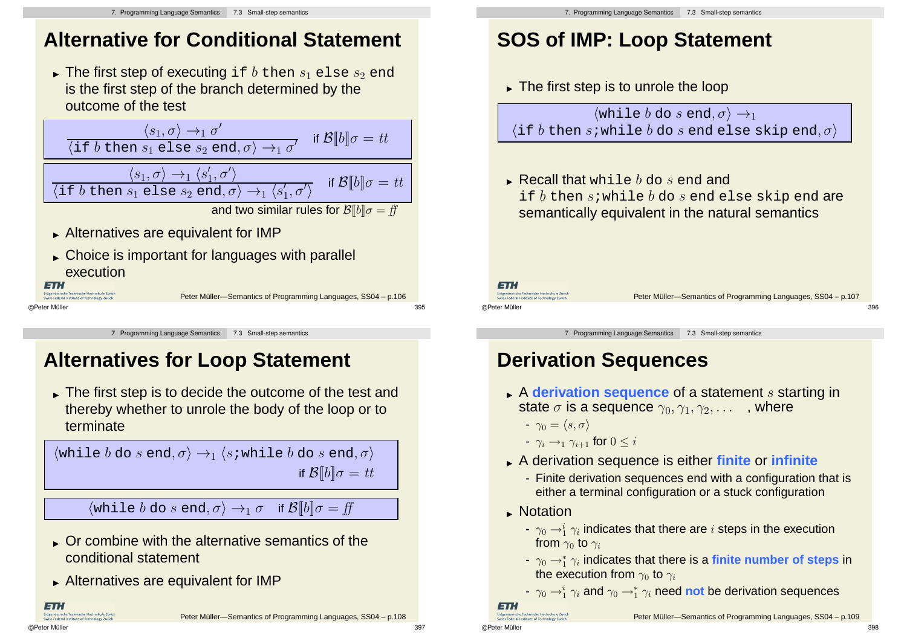# Alternative for Conditional Statement

- The first step of executing `if` $b$ `then` $s_1$ `else` $s_2$ `end` is the first step of the branch determined by the outcome of the test

$$\frac{\langle s_1, \sigma \rangle \rightarrow_1 \sigma'}{\langle \texttt{if } b \texttt{ then } s_1 \texttt{ else } s_2 \texttt{ end}, \sigma \rangle \rightarrow_1 \sigma'} \quad \text{if } \mathcal{B}[\![b]\!]\sigma = tt$$

$$\frac{\langle s_1, \sigma \rangle \rightarrow_1 \langle s_1', \sigma' \rangle}{\langle \texttt{if } b \texttt{ then } s_1 \texttt{ else } s_2 \texttt{ end}, \sigma \rangle \rightarrow_1 \langle s_1', \sigma' \rangle} \quad \text{if } \mathcal{B}[\![b]\!]\sigma = tt$$

and two similar rules for $\mathcal{B}[\![b]\!]\sigma = ff$

- Alternatives are equivalent for IMP
- Choice is important for languages with parallel execution

# SOS of IMP: Loop Statement

- The first step is to unrole the loop

$$\langle \texttt{while } b \texttt{ do } s \texttt{ end}, \sigma \rangle \rightarrow_1$$
$$\langle \texttt{if } b \texttt{ then } s\texttt{;while } b \texttt{ do } s \texttt{ end else skip end}, \sigma \rangle$$

- Recall that `while` $b$ `do` $s$ `end` and `if` $b$ `then` $s$`;while` $b$ `do` $s$ `end else skip end` are semantically equivalent in the natural semantics

# Alternatives for Loop Statement

- The first step is to decide the outcome of the test and thereby whether to unrole the body of the loop or to terminate

$$\langle \texttt{while } b \texttt{ do } s \texttt{ end}, \sigma \rangle \rightarrow_1 \langle s\texttt{;while } b \texttt{ do } s \texttt{ end}, \sigma \rangle \quad \text{if } \mathcal{B}[\![b]\!]\sigma = tt$$

$$\langle \texttt{while } b \texttt{ do } s \texttt{ end}, \sigma \rangle \rightarrow_1 \sigma \quad \text{if } \mathcal{B}[\![b]\!]\sigma = ff$$

- Or combine with the alternative semantics of the conditional statement
- Alternatives are equivalent for IMP

# Derivation Sequences

- A **derivation sequence** of a statement $s$ starting in state $\sigma$ is a sequence $\gamma_0, \gamma_1, \gamma_2, \ldots$ , where
  - $\gamma_0 = \langle s, \sigma \rangle$
  - $\gamma_i \rightarrow_1 \gamma_{i+1}$ for $0 \leq i$
- A derivation sequence is either **finite** or **infinite**
  - Finite derivation sequences end with a configuration that is either a terminal configuration or a stuck configuration
- Notation
  - $\gamma_0 \rightarrow_1^i \gamma_i$ indicates that there are $i$ steps in the execution from $\gamma_0$ to $\gamma_i$
  - $\gamma_0 \rightarrow_1^* \gamma_i$ indicates that there is a **finite number of steps** in the execution from $\gamma_0$ to $\gamma_i$
  - $\gamma_0 \rightarrow_1^i \gamma_i$ and $\gamma_0 \rightarrow_1^* \gamma_i$ need **not** be derivation sequences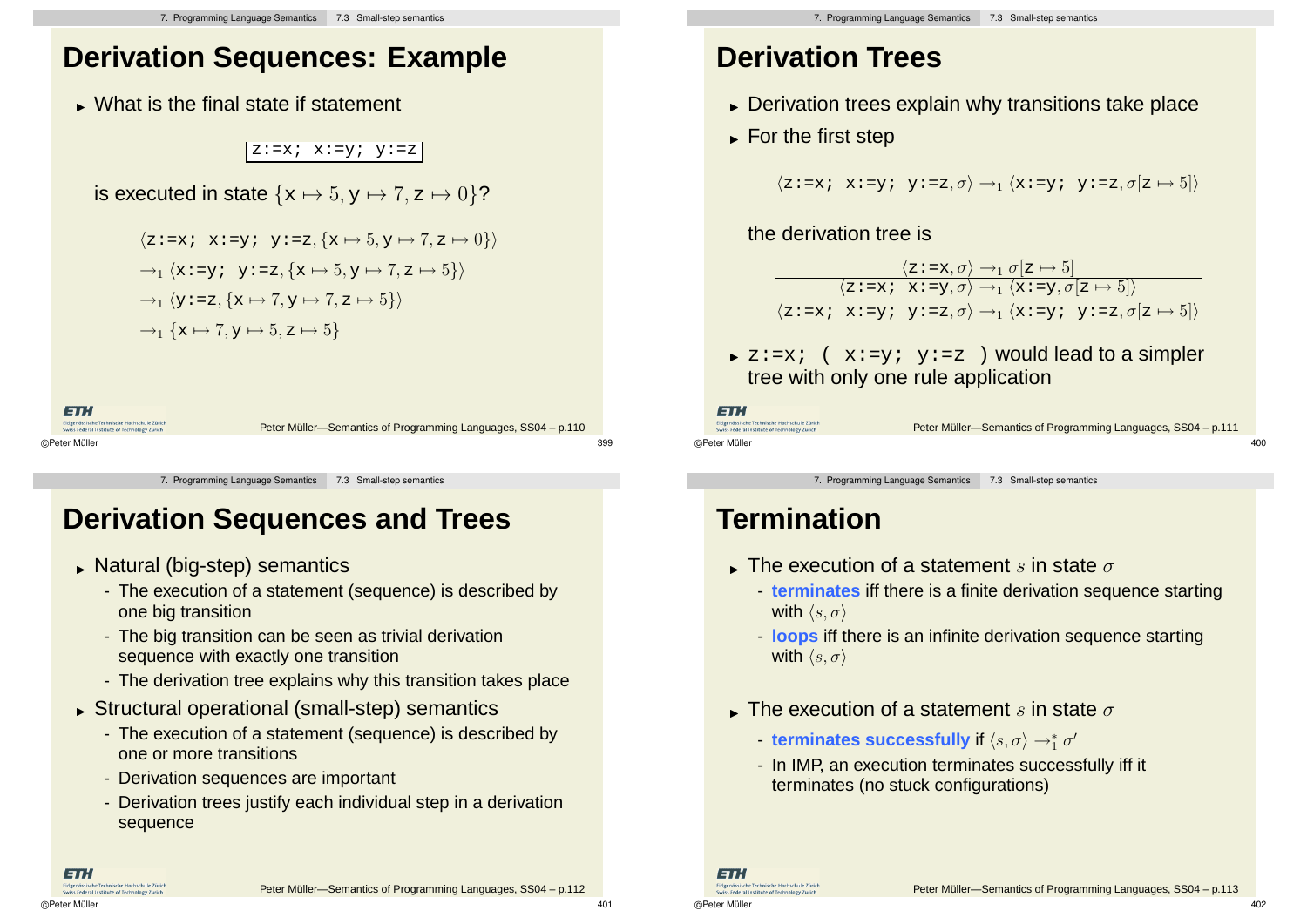# Derivation Sequences: Example

- What is the final state if statement

```
z:=x; x:=y; y:=z
```

is executed in state $\{\mathtt{x} \mapsto 5, \mathtt{y} \mapsto 7, \mathtt{z} \mapsto 0\}$?

$$\langle \mathtt{z:=x;\ x:=y;\ y:=z}, \{\mathtt{x} \mapsto 5, \mathtt{y} \mapsto 7, \mathtt{z} \mapsto 0\}\rangle$$
$$\rightarrow_1 \langle \mathtt{x:=y;\ y:=z}, \{\mathtt{x} \mapsto 5, \mathtt{y} \mapsto 7, \mathtt{z} \mapsto 5\}\rangle$$
$$\rightarrow_1 \langle \mathtt{y:=z}, \{\mathtt{x} \mapsto 7, \mathtt{y} \mapsto 7, \mathtt{z} \mapsto 5\}\rangle$$
$$\rightarrow_1 \{\mathtt{x} \mapsto 7, \mathtt{y} \mapsto 5, \mathtt{z} \mapsto 5\}$$

# Derivation Trees

- Derivation trees explain why transitions take place
- For the first step

$$\langle \mathtt{z:=x;\ x:=y;\ y:=z}, \sigma\rangle \rightarrow_1 \langle \mathtt{x:=y;\ y:=z}, \sigma[\mathtt{z} \mapsto 5]\rangle$$

the derivation tree is

$$\cfrac{\cfrac{\langle \mathtt{z:=x}, \sigma\rangle \rightarrow_1 \sigma[\mathtt{z} \mapsto 5]}{\langle \mathtt{z:=x;\ x:=y}, \sigma\rangle \rightarrow_1 \langle \mathtt{x:=y}, \sigma[\mathtt{z} \mapsto 5]\rangle}}{\langle \mathtt{z:=x;\ x:=y;\ y:=z}, \sigma\rangle \rightarrow_1 \langle \mathtt{x:=y;\ y:=z}, \sigma[\mathtt{z} \mapsto 5]\rangle}$$

- `z:=x; ( x:=y; y:=z )` would lead to a simpler tree with only one rule application

# Derivation Sequences and Trees

- Natural (big-step) semantics
  - The execution of a statement (sequence) is described by one big transition
  - The big transition can be seen as trivial derivation sequence with exactly one transition
  - The derivation tree explains why this transition takes place
- Structural operational (small-step) semantics
  - The execution of a statement (sequence) is described by one or more transitions
  - Derivation sequences are important
  - Derivation trees justify each individual step in a derivation sequence

# Termination

- The execution of a statement $s$ in state $\sigma$
  - **terminates** iff there is a finite derivation sequence starting with $\langle s, \sigma\rangle$
  - **loops** iff there is an infinite derivation sequence starting with $\langle s, \sigma\rangle$
- The execution of a statement $s$ in state $\sigma$
  - **terminates successfully** if $\langle s, \sigma\rangle \rightarrow_1^* \sigma'$
  - In IMP, an execution terminates successfully iff it terminates (no stuck configurations)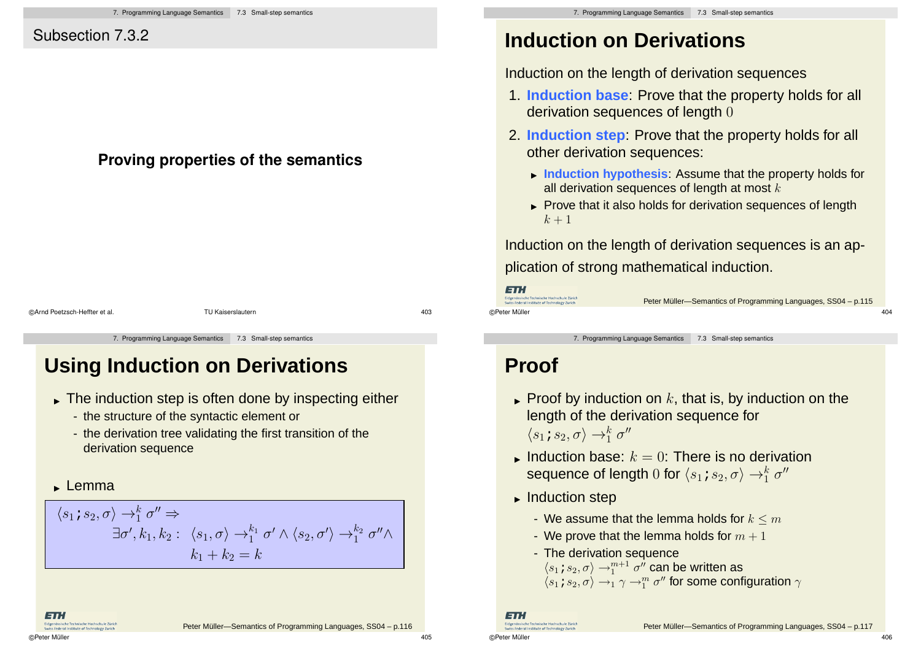## Subsection 7.3.2

**Proving properties of the semantics**

# Induction on Derivations

Induction on the length of derivation sequences

1. **Induction base**: Prove that the property holds for all derivation sequences of length $0$
2. **Induction step**: Prove that the property holds for all other derivation sequences:
   - **Induction hypothesis**: Assume that the property holds for all derivation sequences of length at most $k$
   - Prove that it also holds for derivation sequences of length $k+1$

Induction on the length of derivation sequences is an application of strong mathematical induction.

# Using Induction on Derivations

- The induction step is often done by inspecting either
  - the structure of the syntactic element or
  - the derivation tree validating the first transition of the derivation sequence
- Lemma

$$\langle s_1 ; s_2, \sigma \rangle \rightarrow_1^k \sigma'' \Rightarrow$$
$$\exists \sigma', k_1, k_2 : \ \langle s_1, \sigma \rangle \rightarrow_1^{k_1} \sigma' \wedge \langle s_2, \sigma' \rangle \rightarrow_1^{k_2} \sigma'' \wedge$$
$$k_1 + k_2 = k$$

# Proof

- Proof by induction on $k$, that is, by induction on the length of the derivation sequence for $\langle s_1 ; s_2, \sigma \rangle \rightarrow_1^k \sigma''$
- Induction base: $k = 0$: There is no derivation sequence of length $0$ for $\langle s_1 ; s_2, \sigma \rangle \rightarrow_1^k \sigma''$
- Induction step
  - We assume that the lemma holds for $k \leq m$
  - We prove that the lemma holds for $m + 1$
  - The derivation sequence $\langle s_1 ; s_2, \sigma \rangle \rightarrow_1^{m+1} \sigma''$ can be written as $\langle s_1 ; s_2, \sigma \rangle \rightarrow_1 \gamma \rightarrow_1^m \sigma''$ for some configuration $\gamma$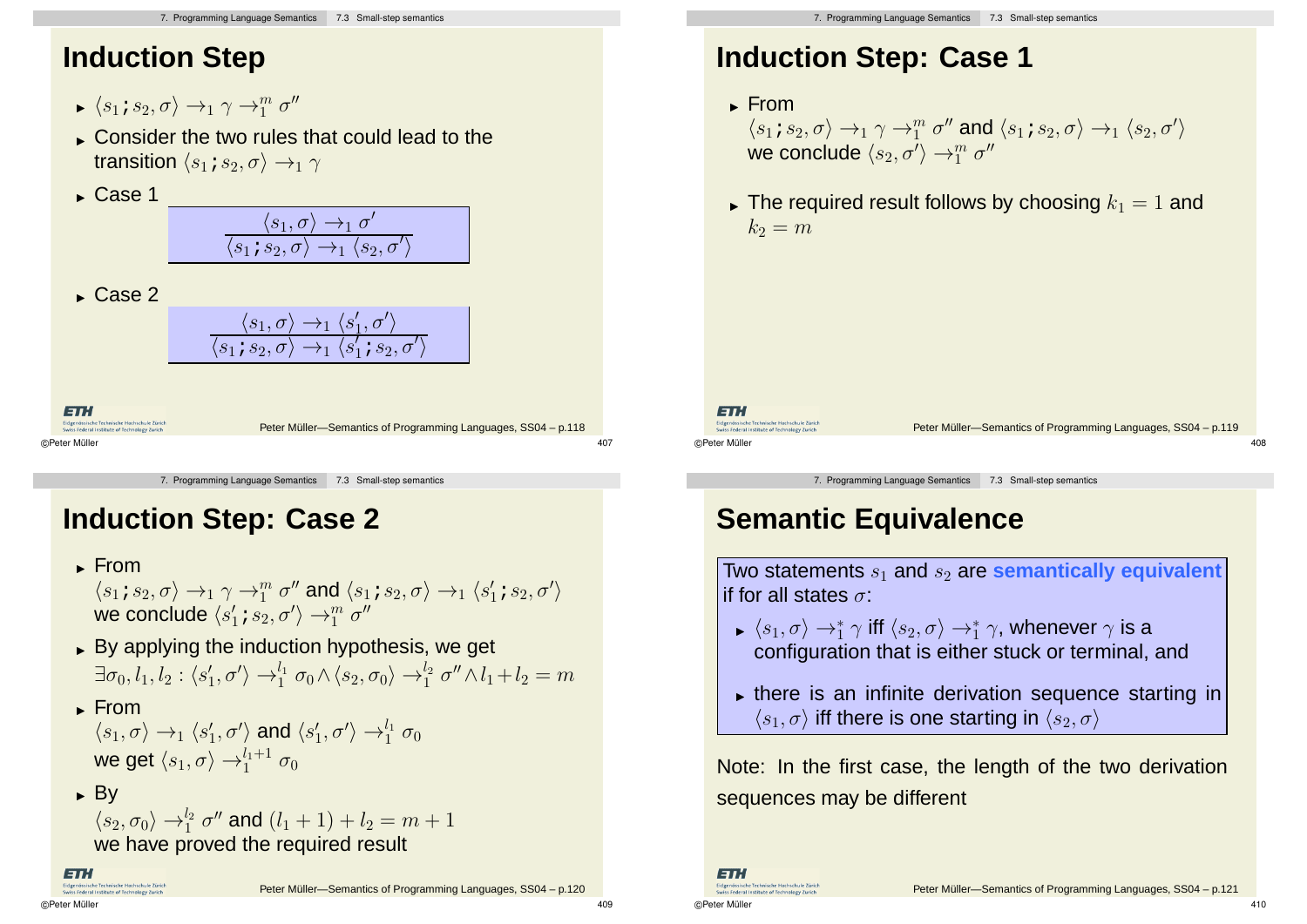# Induction Step

- $\langle s_1 ; s_2, \sigma\rangle \to_1 \gamma \to_1^m \sigma''$
- Consider the two rules that could lead to the transition $\langle s_1 ; s_2, \sigma\rangle \to_1 \gamma$
- Case 1

$$\frac{\langle s_1, \sigma\rangle \to_1 \sigma'}{\langle s_1 ; s_2, \sigma\rangle \to_1 \langle s_2, \sigma'\rangle}$$

- Case 2

$$\frac{\langle s_1, \sigma\rangle \to_1 \langle s_1', \sigma'\rangle}{\langle s_1 ; s_2, \sigma\rangle \to_1 \langle s_1' ; s_2, \sigma'\rangle}$$

# Induction Step: Case 1

- From $\langle s_1 ; s_2, \sigma\rangle \to_1 \gamma \to_1^m \sigma''$ and $\langle s_1 ; s_2, \sigma\rangle \to_1 \langle s_2, \sigma'\rangle$ we conclude $\langle s_2, \sigma'\rangle \to_1^m \sigma''$
- The required result follows by choosing $k_1 = 1$ and $k_2 = m$

# Induction Step: Case 2

- From $\langle s_1 ; s_2, \sigma\rangle \to_1 \gamma \to_1^m \sigma''$ and $\langle s_1 ; s_2, \sigma\rangle \to_1 \langle s_1' ; s_2, \sigma'\rangle$ we conclude $\langle s_1' ; s_2, \sigma'\rangle \to_1^m \sigma''$
- By applying the induction hypothesis, we get $\exists \sigma_0, l_1, l_2 : \langle s_1', \sigma'\rangle \to_1^{l_1} \sigma_0 \wedge \langle s_2, \sigma_0\rangle \to_1^{l_2} \sigma'' \wedge l_1 + l_2 = m$
- From $\langle s_1, \sigma\rangle \to_1 \langle s_1', \sigma'\rangle$ and $\langle s_1', \sigma'\rangle \to_1^{l_1} \sigma_0$ we get $\langle s_1, \sigma\rangle \to_1^{l_1+1} \sigma_0$
- By $\langle s_2, \sigma_0\rangle \to_1^{l_2} \sigma''$ and $(l_1 + 1) + l_2 = m + 1$ we have proved the required result

# Semantic Equivalence

Two statements $s_1$ and $s_2$ are **semantically equivalent** if for all states $\sigma$:

- $\langle s_1, \sigma\rangle \to_1^* \gamma$ iff $\langle s_2, \sigma\rangle \to_1^* \gamma$, whenever $\gamma$ is a configuration that is either stuck or terminal, and
- there is an infinite derivation sequence starting in $\langle s_1, \sigma\rangle$ iff there is one starting in $\langle s_2, \sigma\rangle$

Note: In the first case, the length of the two derivation sequences may be different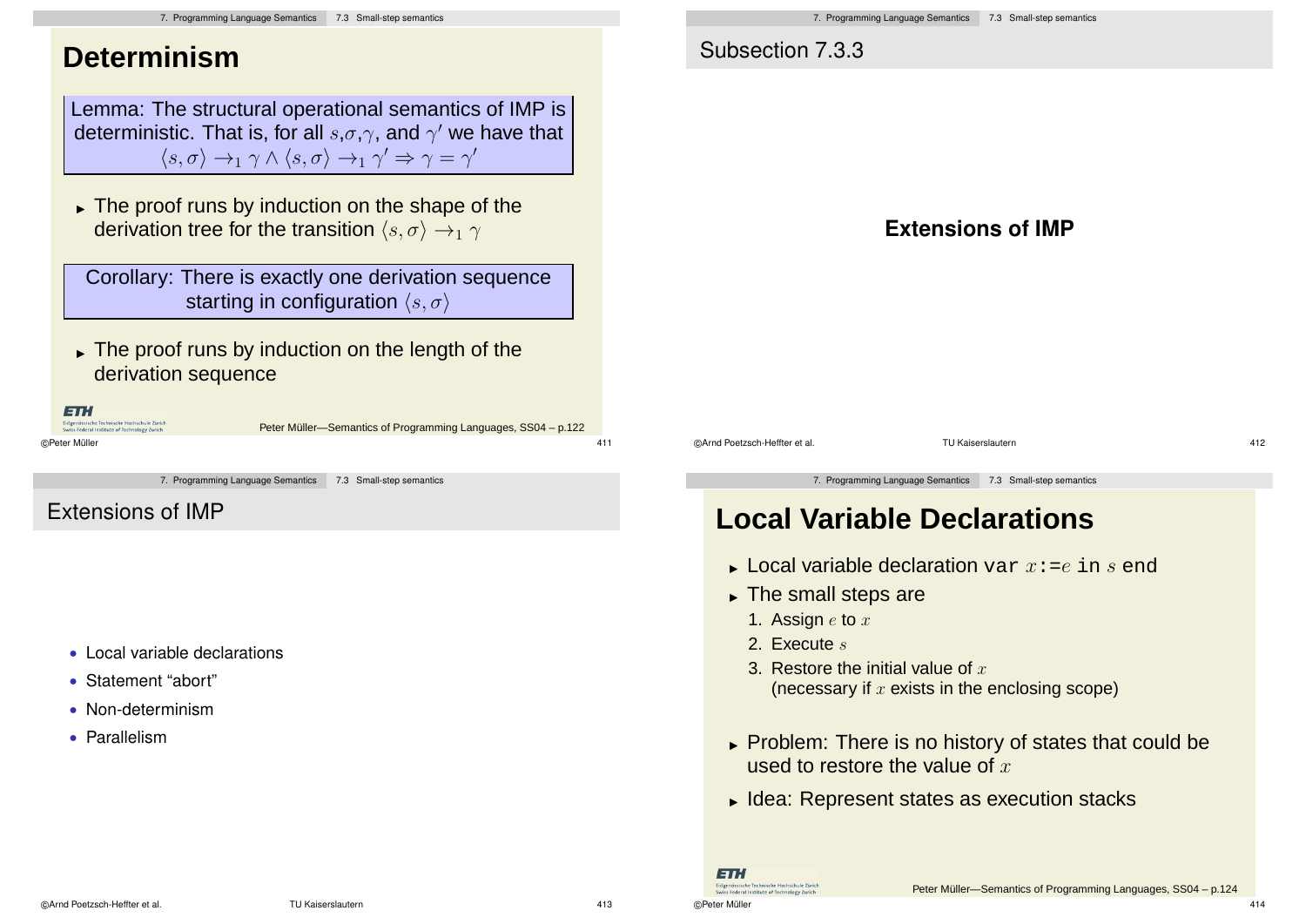## Determinism

Lemma: The structural operational semantics of IMP is deterministic. That is, for all $s$,$\sigma$,$\gamma$, and $\gamma'$ we have that $\langle s, \sigma \rangle \rightarrow_1 \gamma \wedge \langle s, \sigma \rangle \rightarrow_1 \gamma' \Rightarrow \gamma = \gamma'$

- The proof runs by induction on the shape of the derivation tree for the transition $\langle s, \sigma \rangle \rightarrow_1 \gamma$

Corollary: There is exactly one derivation sequence starting in configuration $\langle s, \sigma \rangle$

- The proof runs by induction on the length of the derivation sequence

## Subsection 7.3.3

**Extensions of IMP**

## Extensions of IMP

- Local variable declarations
- Statement "abort"
- Non-determinism
- Parallelism

## Local Variable Declarations

- Local variable declaration `var` $x$`:=`$e$ `in` $s$ `end`
- The small steps are
  1. Assign $e$ to $x$
  2. Execute $s$
  3. Restore the initial value of $x$ (necessary if $x$ exists in the enclosing scope)
- Problem: There is no history of states that could be used to restore the value of $x$
- Idea: Represent states as execution stacks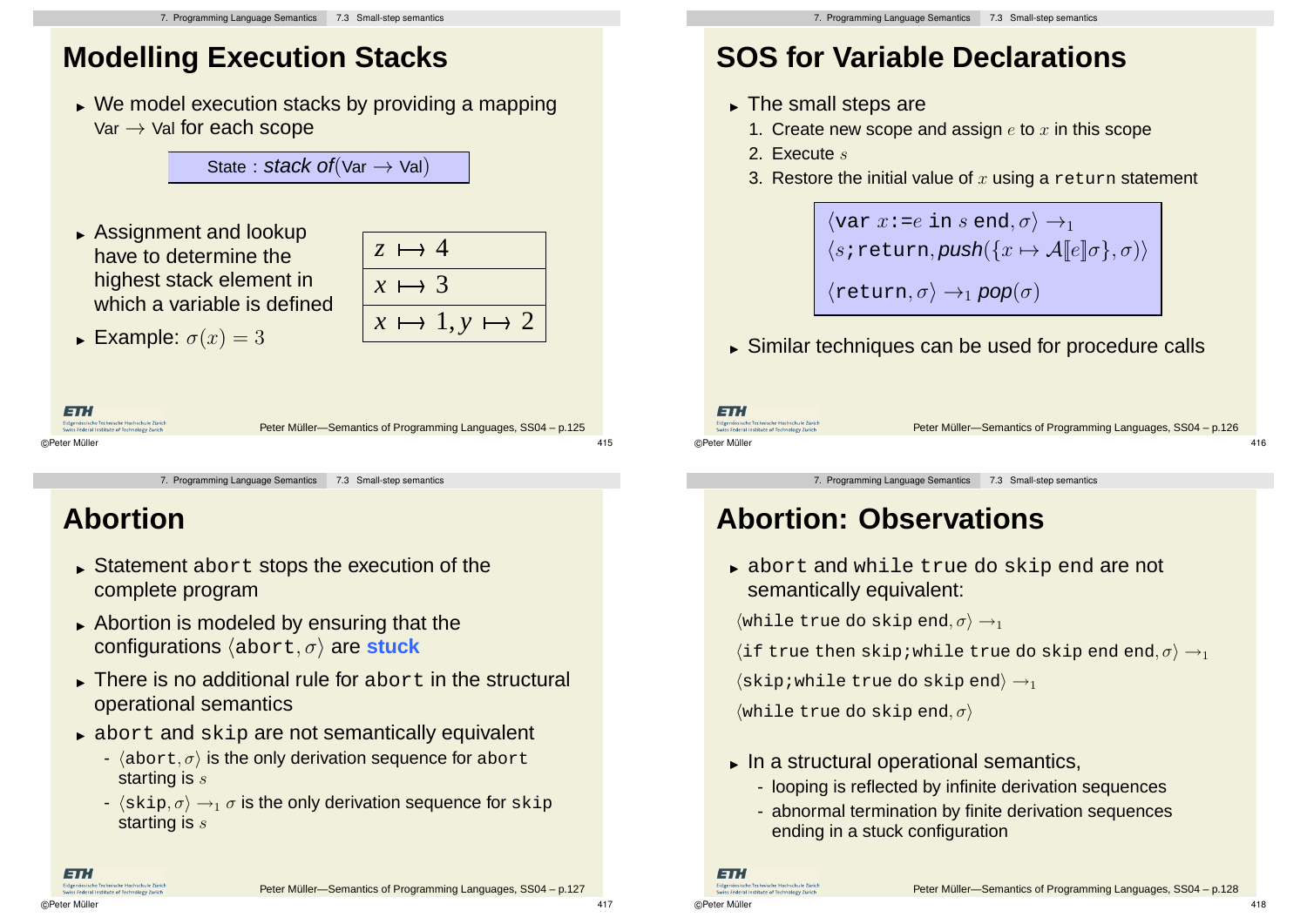# Modelling Execution Stacks

- We model execution stacks by providing a mapping Var $\longrightarrow$ Val for each scope

State : *stack of*(Var $\longrightarrow$ Val)

- Assignment and lookup have to determine the highest stack element in which a variable is defined
- Example: $\sigma(x) = 3$

| $z \mapsto 4$ |
|---|
| $x \mapsto 3$ |
| $x \mapsto 1, y \mapsto 2$ |

# SOS for Variable Declarations

- The small steps are
  1. Create new scope and assign $e$ to $x$ in this scope
  2. Execute $s$
  3. Restore the initial value of $x$ using a `return` statement

$$\langle \texttt{var}\ x\texttt{:=}e\ \texttt{in}\ s\ \texttt{end}, \sigma\rangle \rightarrow_1$$
$$\langle s\texttt{;return}, \textit{push}(\{x \mapsto \mathcal{A}[\![e]\!]\sigma\}, \sigma)\rangle$$

$$\langle \texttt{return}, \sigma\rangle \rightarrow_1 \textit{pop}(\sigma)$$

- Similar techniques can be used for procedure calls

# Abortion

- Statement `abort` stops the execution of the complete program
- Abortion is modeled by ensuring that the configurations $\langle \texttt{abort}, \sigma\rangle$ are **stuck**
- There is no additional rule for `abort` in the structural operational semantics
- `abort` and `skip` are not semantically equivalent
  - $\langle \texttt{abort}, \sigma\rangle$ is the only derivation sequence for `abort` starting is $s$
  - $\langle \texttt{skip}, \sigma\rangle \rightarrow_1 \sigma$ is the only derivation sequence for `skip` starting is $s$

# Abortion: Observations

- `abort` and `while true do skip end` are not semantically equivalent:

$\langle \texttt{while true do skip end}, \sigma\rangle \rightarrow_1$

$\langle \texttt{if true then skip;while true do skip end end}, \sigma\rangle \rightarrow_1$

$\langle \texttt{skip;while true do skip end}\rangle \rightarrow_1$

$\langle \texttt{while true do skip end}, \sigma\rangle$

- In a structural operational semantics,
  - looping is reflected by infinite derivation sequences
  - abnormal termination by finite derivation sequences ending in a stuck configuration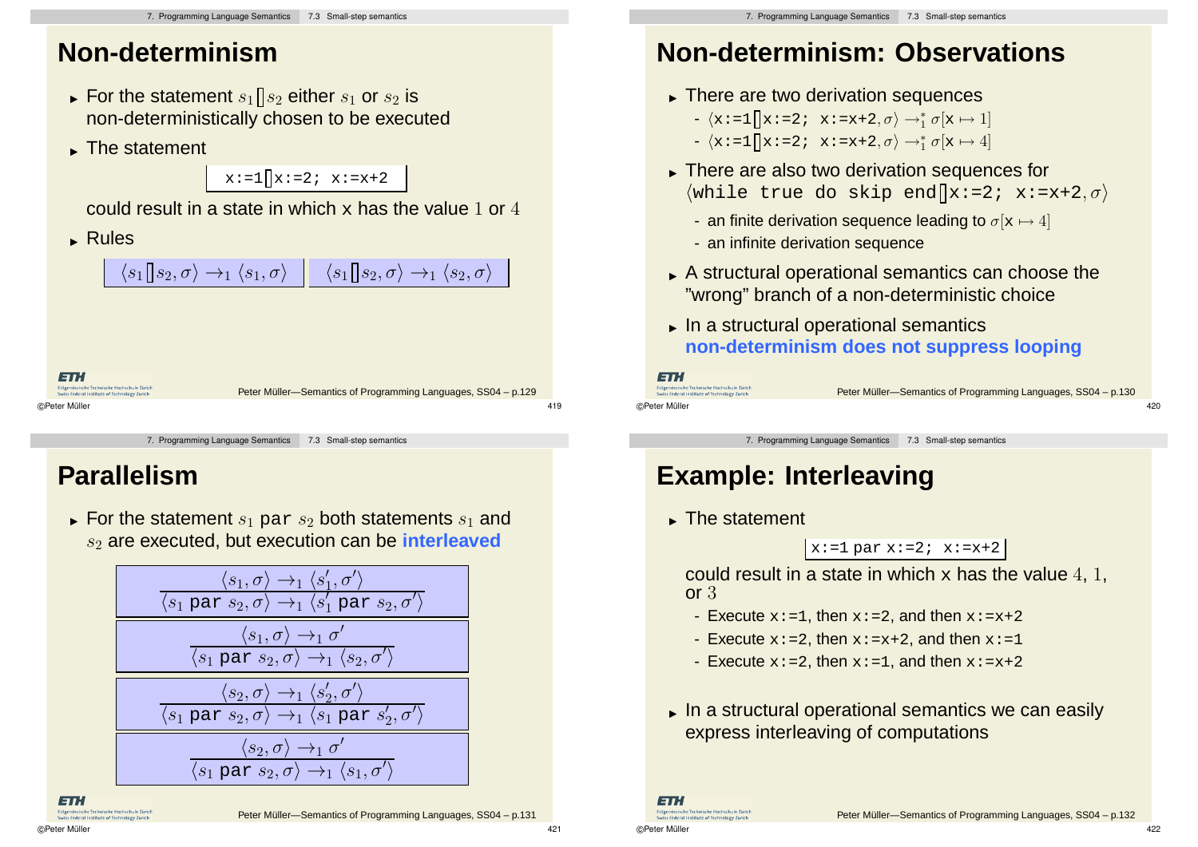# Non-determinism

- For the statement $s_1 [] s_2$ either $s_1$ or $s_2$ is non-deterministically chosen to be executed
- The statement

  `x:=1 [] x:=2; x:=x+2`

  could result in a state in which x has the value $1$ or $4$
- Rules

$$\langle s_1 [] s_2, \sigma\rangle \rightarrow_1 \langle s_1, \sigma\rangle \qquad \langle s_1 [] s_2, \sigma\rangle \rightarrow_1 \langle s_2, \sigma\rangle$$

# Non-determinism: Observations

- There are two derivation sequences
  - $\langle$`x:=1 [] x:=2; x:=x+2`$, \sigma\rangle \rightarrow_1^* \sigma[$x$\mapsto 1]$
  - $\langle$`x:=1 [] x:=2; x:=x+2`$, \sigma\rangle \rightarrow_1^* \sigma[$x$\mapsto 4]$
- There are also two derivation sequences for $\langle$`while true do skip end [] x:=2; x:=x+2`$, \sigma\rangle$
  - an finite derivation sequence leading to $\sigma[$x$\mapsto 4]$
  - an infinite derivation sequence
- A structural operational semantics can choose the "wrong" branch of a non-deterministic choice
- In a structural operational semantics **non-determinism does not suppress looping**

# Parallelism

- For the statement $s_1$ `par` $s_2$ both statements $s_1$ and $s_2$ are executed, but execution can be **interleaved**

$$\frac{\langle s_1, \sigma\rangle \rightarrow_1 \langle s_1', \sigma'\rangle}{\langle s_1 \texttt{ par } s_2, \sigma\rangle \rightarrow_1 \langle s_1' \texttt{ par } s_2, \sigma'\rangle}$$

$$\frac{\langle s_1, \sigma\rangle \rightarrow_1 \sigma'}{\langle s_1 \texttt{ par } s_2, \sigma\rangle \rightarrow_1 \langle s_2, \sigma'\rangle}$$

$$\frac{\langle s_2, \sigma\rangle \rightarrow_1 \langle s_2', \sigma'\rangle}{\langle s_1 \texttt{ par } s_2, \sigma\rangle \rightarrow_1 \langle s_1 \texttt{ par } s_2', \sigma'\rangle}$$

$$\frac{\langle s_2, \sigma\rangle \rightarrow_1 \sigma'}{\langle s_1 \texttt{ par } s_2, \sigma\rangle \rightarrow_1 \langle s_1, \sigma'\rangle}$$

# Example: Interleaving

- The statement

  `x:=1 par x:=2; x:=x+2`

  could result in a state in which x has the value $4$, $1$, or $3$
  - Execute `x:=1`, then `x:=2`, and then `x:=x+2`
  - Execute `x:=2`, then `x:=x+2`, and then `x:=1`
  - Execute `x:=2`, then `x:=1`, and then `x:=x+2`
- In a structural operational semantics we can easily express interleaving of computations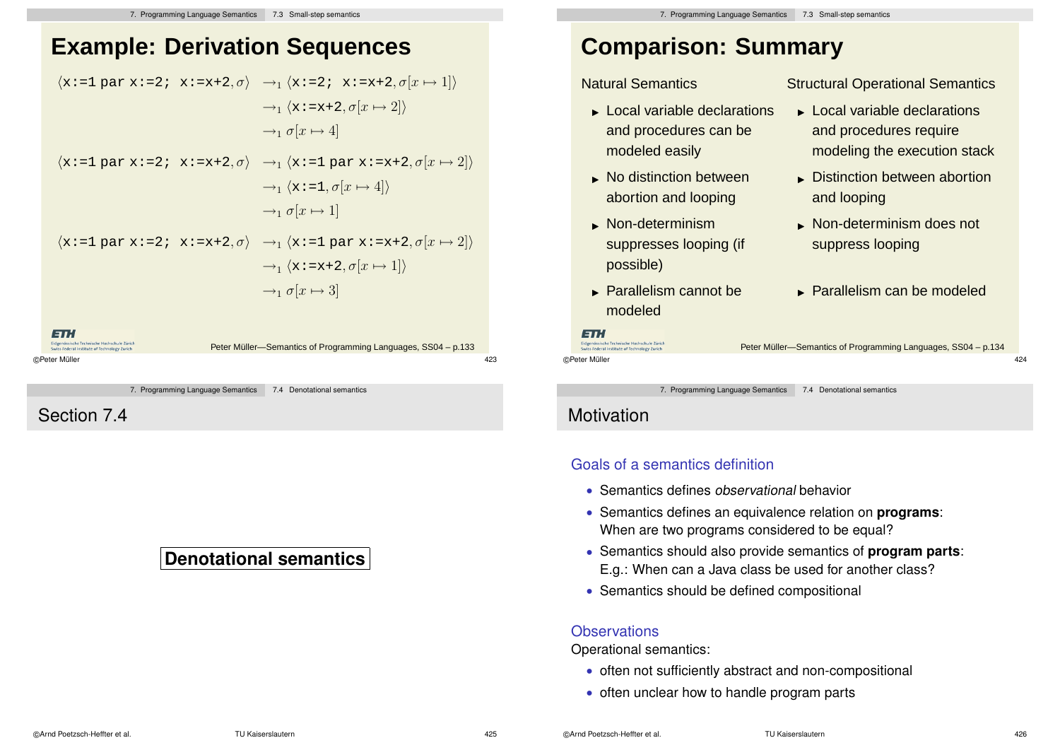## Example: Derivation Sequences

$$
\begin{aligned}
\langle \texttt{x:=1 par x:=2; x:=x+2}, \sigma\rangle &\rightarrow_1 \langle \texttt{x:=2; x:=x+2}, \sigma[x \mapsto 1]\rangle \\
&\rightarrow_1 \langle \texttt{x:=x+2}, \sigma[x \mapsto 2]\rangle \\
&\rightarrow_1 \sigma[x \mapsto 4]
\end{aligned}
$$

$$
\begin{aligned}
\langle \texttt{x:=1 par x:=2; x:=x+2}, \sigma\rangle &\rightarrow_1 \langle \texttt{x:=1 par x:=x+2}, \sigma[x \mapsto 2]\rangle \\
&\rightarrow_1 \langle \texttt{x:=1}, \sigma[x \mapsto 4]\rangle \\
&\rightarrow_1 \sigma[x \mapsto 1]
\end{aligned}
$$

$$
\begin{aligned}
\langle \texttt{x:=1 par x:=2; x:=x+2}, \sigma\rangle &\rightarrow_1 \langle \texttt{x:=1 par x:=x+2}, \sigma[x \mapsto 2]\rangle \\
&\rightarrow_1 \langle \texttt{x:=x+2}, \sigma[x \mapsto 1]\rangle \\
&\rightarrow_1 \sigma[x \mapsto 3]
\end{aligned}
$$

## Comparison: Summary

| Natural Semantics | Structural Operational Semantics |
|---|---|
| Local variable declarations and procedures can be modeled easily | Local variable declarations and procedures require modeling the execution stack |
| No distinction between abortion and looping | Distinction between abortion and looping |
| Non-determinism suppresses looping (if possible) | Non-determinism does not suppress looping |
| Parallelism cannot be modeled | Parallelism can be modeled |

## Section 7.4

**Denotational semantics**

## Motivation

### Goals of a semantics definition

- Semantics defines *observational* behavior
- Semantics defines an equivalence relation on **programs**: When are two programs considered to be equal?
- Semantics should also provide semantics of **program parts**: E.g.: When can a Java class be used for another class?
- Semantics should be defined compositional

### Observations

Operational semantics:

- often not sufficiently abstract and non-compositional
- often unclear how to handle program parts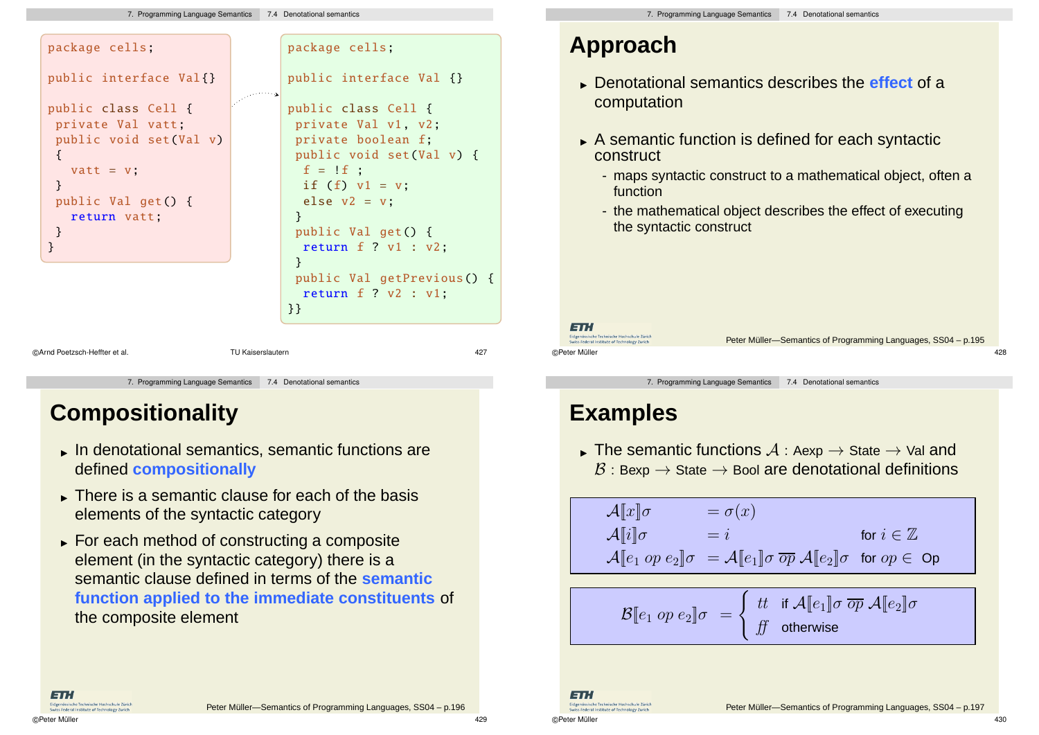```java
package cells;

public interface Val{}

public class Cell {
 private Val vatt;
 public void set(Val v)
 {
   vatt = v;
 }
 public Val get() {
   return vatt;
 }
}
```

```java
package cells;

public interface Val {}

public class Cell {
 private Val v1, v2;
 private boolean f;
 public void set(Val v) {
  f = !f ;
  if (f) v1 = v;
  else v2 = v;
 }
 public Val get() {
  return f ? v1 : v2;
 }
 public Val getPrevious() {
  return f ? v2 : v1;
}}
```

## Approach

- Denotational semantics describes the **effect** of a computation
- A semantic function is defined for each syntactic construct
  - maps syntactic construct to a mathematical object, often a function
  - the mathematical object describes the effect of executing the syntactic construct

Peter Müller—Semantics of Programming Languages, SS04 – p.195

## Compositionality

- In denotational semantics, semantic functions are defined **compositionally**
- There is a semantic clause for each of the basis elements of the syntactic category
- For each method of constructing a composite element (in the syntactic category) there is a semantic clause defined in terms of the **semantic function applied to the immediate constituents** of the composite element

Peter Müller—Semantics of Programming Languages, SS04 – p.196

## Examples

- The semantic functions $\mathcal{A}$ : Aexp $\rightarrow$ State $\rightarrow$ Val and $\mathcal{B}$ : Bexp $\rightarrow$ State $\rightarrow$ Bool are denotational definitions

$$
\begin{aligned}
\mathcal{A}[\![x]\!]\sigma &= \sigma(x) & \\
\mathcal{A}[\![i]\!]\sigma &= i & \text{for } i \in \mathbb{Z} \\
\mathcal{A}[\![e_1 \; op \; e_2]\!]\sigma &= \mathcal{A}[\![e_1]\!]\sigma \; \overline{op} \; \mathcal{A}[\![e_2]\!]\sigma & \text{for } op \in \text{Op}
\end{aligned}
$$

$$
\mathcal{B}[\![e_1 \; op \; e_2]\!]\sigma = \begin{cases} tt & \text{if } \mathcal{A}[\![e_1]\!]\sigma \; \overline{op} \; \mathcal{A}[\![e_2]\!]\sigma \\ ff & \text{otherwise} \end{cases}
$$

Peter Müller—Semantics of Programming Languages, SS04 – p.197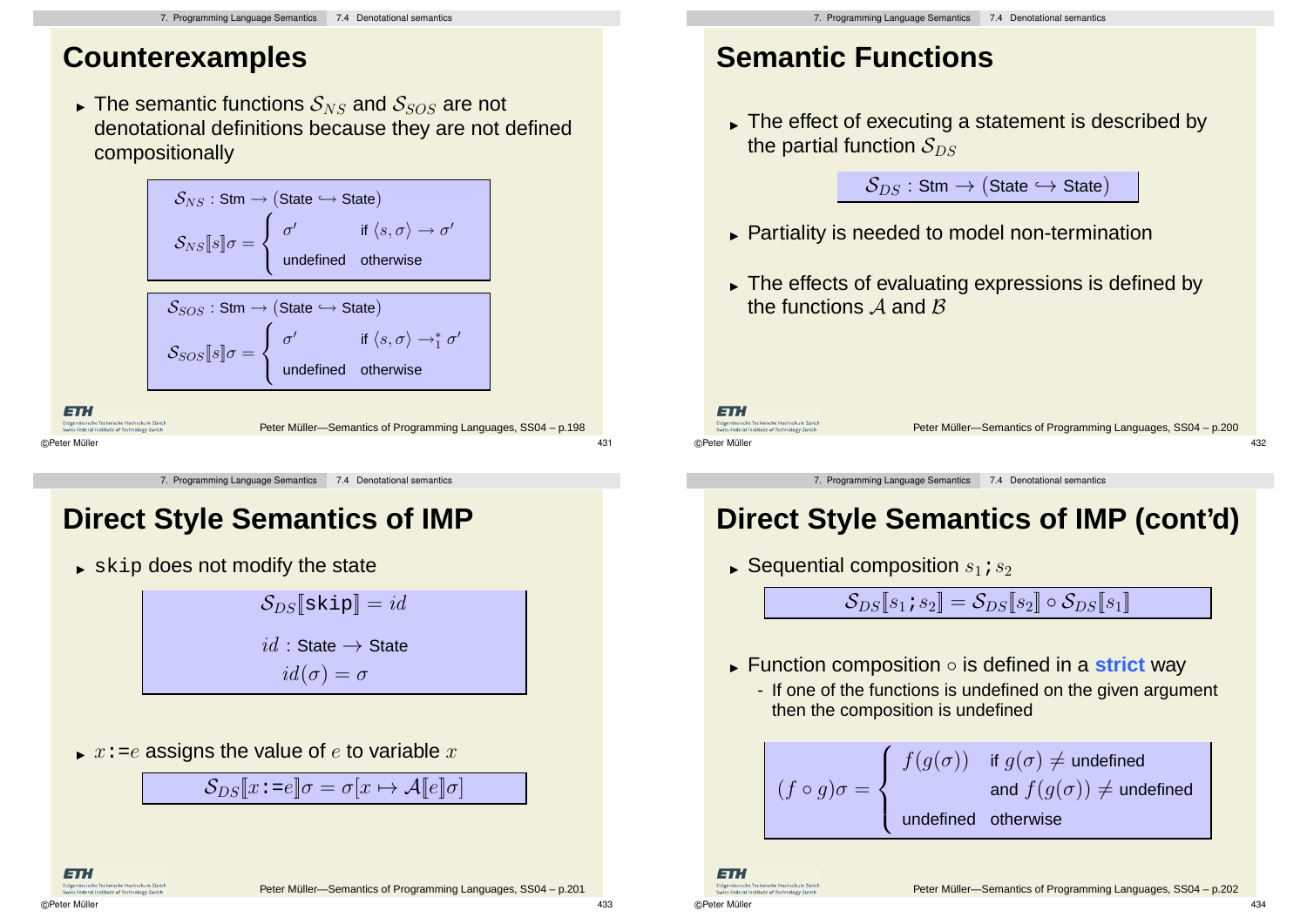## Counterexamples

- The semantic functions $\mathcal{S}_{NS}$ and $\mathcal{S}_{SOS}$ are not denotational definitions because they are not defined compositionally

$$\mathcal{S}_{NS} : \text{Stm} \rightarrow (\text{State} \hookrightarrow \text{State})$$

$$\mathcal{S}_{NS}[\![s]\!]\sigma = \begin{cases} \sigma' & \text{if } \langle s, \sigma \rangle \rightarrow \sigma' \\ \text{undefined} & \text{otherwise} \end{cases}$$

$$\mathcal{S}_{SOS} : \text{Stm} \rightarrow (\text{State} \hookrightarrow \text{State})$$

$$\mathcal{S}_{SOS}[\![s]\!]\sigma = \begin{cases} \sigma' & \text{if } \langle s, \sigma \rangle \rightarrow_1^* \sigma' \\ \text{undefined} & \text{otherwise} \end{cases}$$

## Semantic Functions

- The effect of executing a statement is described by the partial function $\mathcal{S}_{DS}$

$$\mathcal{S}_{DS} : \text{Stm} \rightarrow (\text{State} \hookrightarrow \text{State})$$

- Partiality is needed to model non-termination
- The effects of evaluating expressions is defined by the functions $\mathcal{A}$ and $\mathcal{B}$

## Direct Style Semantics of IMP

- `skip` does not modify the state

$$\mathcal{S}_{DS}[\![\texttt{skip}]\!] = id$$

$$id : \text{State} \rightarrow \text{State}$$

$$id(\sigma) = \sigma$$

- $x$:=$e$ assigns the value of $e$ to variable $x$

$$\mathcal{S}_{DS}[\![x\texttt{:=}e]\!]\sigma = \sigma[x \mapsto \mathcal{A}[\![e]\!]\sigma]$$

## Direct Style Semantics of IMP (cont'd)

- Sequential composition $s_1$;$s_2$

$$\mathcal{S}_{DS}[\![s_1\texttt{;}s_2]\!] = \mathcal{S}_{DS}[\![s_2]\!] \circ \mathcal{S}_{DS}[\![s_1]\!]$$

- Function composition $\circ$ is defined in a **strict** way
  - If one of the functions is undefined on the given argument then the composition is undefined

$$(f \circ g)\sigma = \begin{cases} f(g(\sigma)) & \text{if } g(\sigma) \neq \text{undefined} \\ & \text{and } f(g(\sigma)) \neq \text{undefined} \\ \text{undefined} & \text{otherwise} \end{cases}$$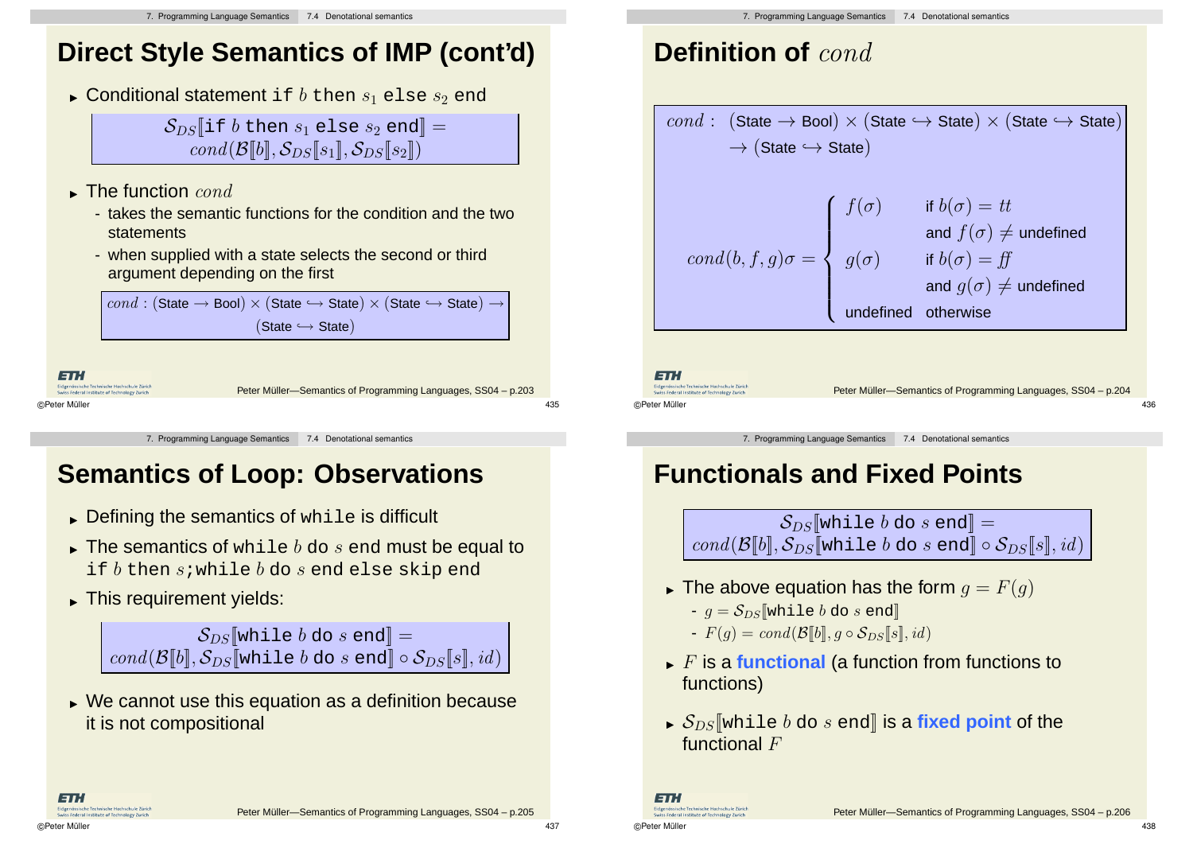# Direct Style Semantics of IMP (cont'd)

- Conditional statement `if` $b$ `then` $s_1$ `else` $s_2$ `end`

$$\mathcal{S}_{DS}[\![\texttt{if } b \texttt{ then } s_1 \texttt{ else } s_2 \texttt{ end}]\!] = cond(\mathcal{B}[\![b]\!], \mathcal{S}_{DS}[\![s_1]\!], \mathcal{S}_{DS}[\![s_2]\!])$$

- The function $cond$
  - takes the semantic functions for the condition and the two statements
  - when supplied with a state selects the second or third argument depending on the first

$$cond : (\text{State} \rightarrow \text{Bool}) \times (\text{State} \hookrightarrow \text{State}) \times (\text{State} \hookrightarrow \text{State}) \rightarrow (\text{State} \hookrightarrow \text{State})$$

# Definition of $cond$

$$cond : (\text{State} \rightarrow \text{Bool}) \times (\text{State} \hookrightarrow \text{State}) \times (\text{State} \hookrightarrow \text{State}) \rightarrow (\text{State} \hookrightarrow \text{State})$$

$$cond(b, f, g)\sigma = \begin{cases} f(\sigma) & \text{if } b(\sigma) = tt \\ & \text{and } f(\sigma) \neq \text{undefined} \\ g(\sigma) & \text{if } b(\sigma) = ff \\ & \text{and } g(\sigma) \neq \text{undefined} \\ \text{undefined} & \text{otherwise} \end{cases}$$

# Semantics of Loop: Observations

- Defining the semantics of `while` is difficult
- The semantics of `while` $b$ `do` $s$ `end` must be equal to `if` $b$ `then` $s$`;while` $b$ `do` $s$ `end else skip end`
- This requirement yields:

$$\mathcal{S}_{DS}[\![\texttt{while } b \texttt{ do } s \texttt{ end}]\!] = cond(\mathcal{B}[\![b]\!], \mathcal{S}_{DS}[\![\texttt{while } b \texttt{ do } s \texttt{ end}]\!] \circ \mathcal{S}_{DS}[\![s]\!], id)$$

- We cannot use this equation as a definition because it is not compositional

# Functionals and Fixed Points

$$\mathcal{S}_{DS}[\![\texttt{while } b \texttt{ do } s \texttt{ end}]\!] = cond(\mathcal{B}[\![b]\!], \mathcal{S}_{DS}[\![\texttt{while } b \texttt{ do } s \texttt{ end}]\!] \circ \mathcal{S}_{DS}[\![s]\!], id)$$

- The above equation has the form $g = F(g)$
  - $g = \mathcal{S}_{DS}[\![\texttt{while } b \texttt{ do } s \texttt{ end}]\!]$
  - $F(g) = cond(\mathcal{B}[\![b]\!], g \circ \mathcal{S}_{DS}[\![s]\!], id)$
- $F$ is a **functional** (a function from functions to functions)
- $\mathcal{S}_{DS}[\![\texttt{while } b \texttt{ do } s \texttt{ end}]\!]$ is a **fixed point** of the functional $F$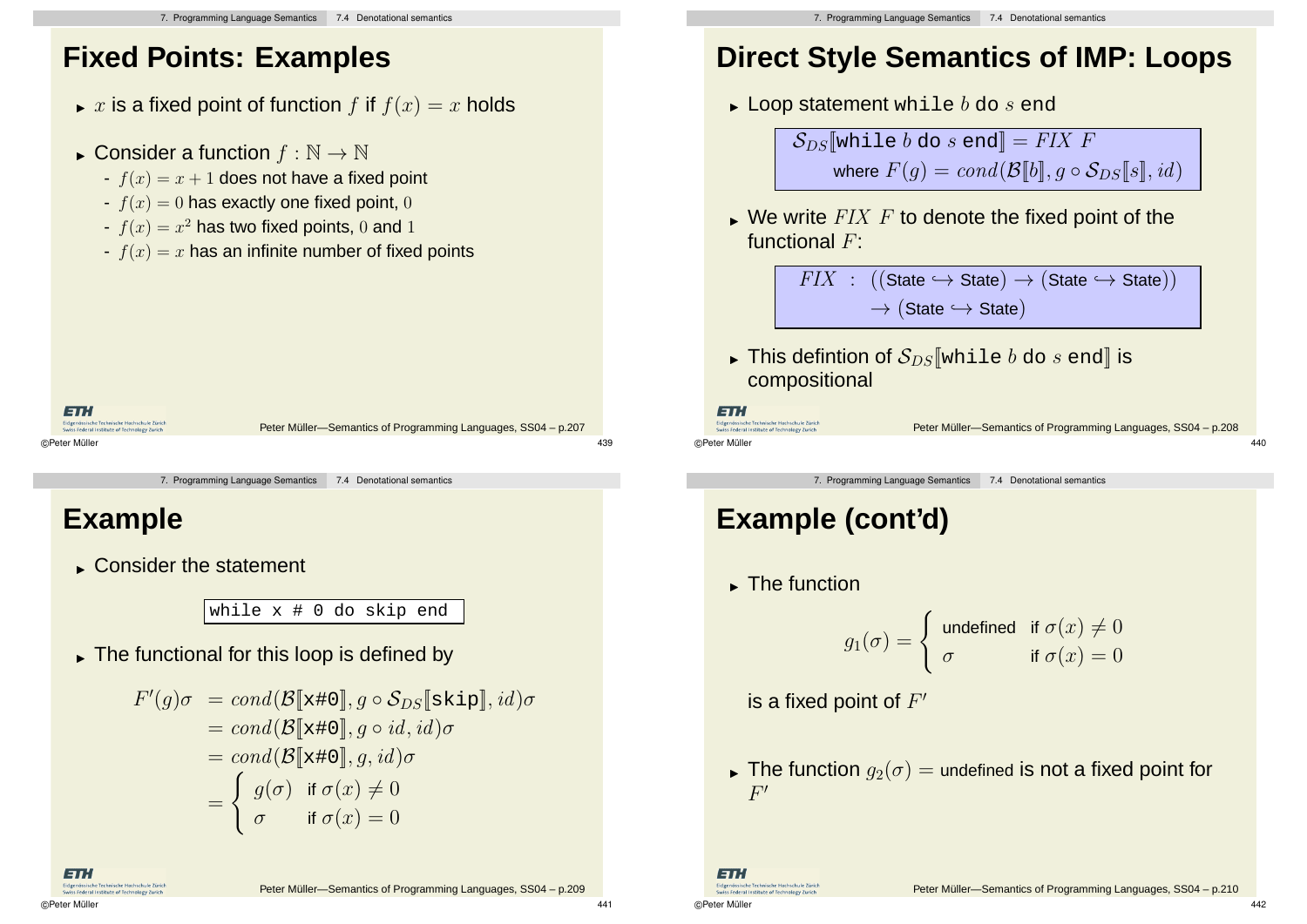# Fixed Points: Examples

- $x$ is a fixed point of function $f$ if $f(x) = x$ holds
- Consider a function $f : \mathbb{N} \to \mathbb{N}$
  - $f(x) = x + 1$ does not have a fixed point
  - $f(x) = 0$ has exactly one fixed point, $0$
  - $f(x) = x^2$ has two fixed points, $0$ and $1$
  - $f(x) = x$ has an infinite number of fixed points

# Direct Style Semantics of IMP: Loops

- Loop statement `while` $b$ `do` $s$ `end`

$$\mathcal{S}_{DS}[\![\texttt{while } b \texttt{ do } s \texttt{ end}]\!] = \mathit{FIX}\ F$$
$$\text{where } F(g) = \mathit{cond}(\mathcal{B}[\![b]\!], g \circ \mathcal{S}_{DS}[\![s]\!], id)$$

- We write $\mathit{FIX}\ F$ to denote the fixed point of the functional $F$:

$$\mathit{FIX} \ :\ ((\text{State} \hookrightarrow \text{State}) \to (\text{State} \hookrightarrow \text{State})) \to (\text{State} \hookrightarrow \text{State})$$

- This defintion of $\mathcal{S}_{DS}[\![\texttt{while } b \texttt{ do } s \texttt{ end}]\!]$ is compositional

# Example

- Consider the statement

```
while x # 0 do skip end
```

- The functional for this loop is defined by

$$\begin{aligned}
F'(g)\sigma &= \mathit{cond}(\mathcal{B}[\![\texttt{x\#0}]\!], g \circ \mathcal{S}_{DS}[\![\texttt{skip}]\!], id)\sigma \\
&= \mathit{cond}(\mathcal{B}[\![\texttt{x\#0}]\!], g \circ id, id)\sigma \\
&= \mathit{cond}(\mathcal{B}[\![\texttt{x\#0}]\!], g, id)\sigma \\
&= \begin{cases} g(\sigma) & \text{if } \sigma(x) \neq 0 \\ \sigma & \text{if } \sigma(x) = 0 \end{cases}
\end{aligned}$$

# Example (cont'd)

- The function

$$g_1(\sigma) = \begin{cases} \text{undefined} & \text{if } \sigma(x) \neq 0 \\ \sigma & \text{if } \sigma(x) = 0 \end{cases}$$

is a fixed point of $F'$

- The function $g_2(\sigma) = \text{undefined}$ is not a fixed point for $F'$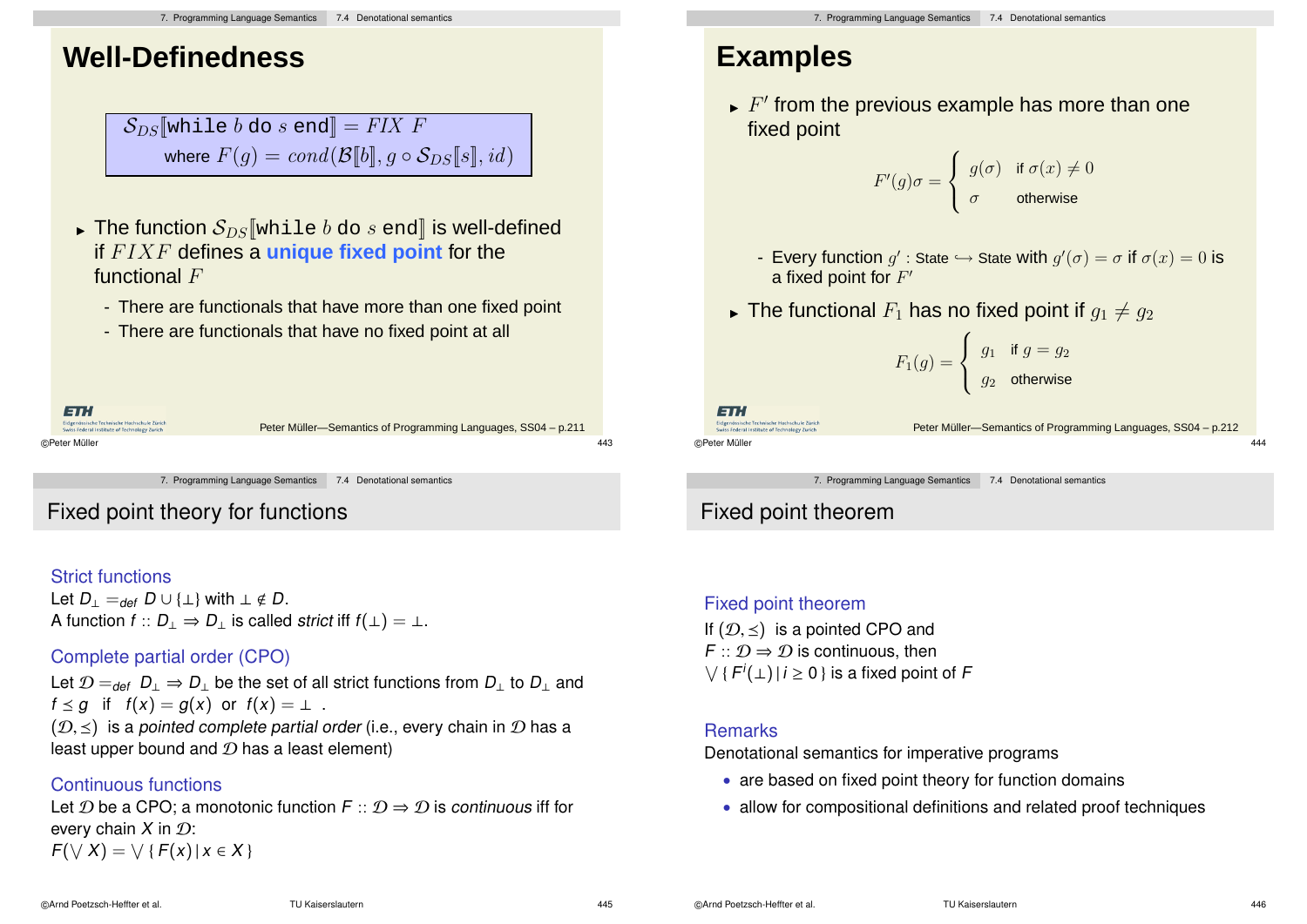# Well-Definedness

$$\mathcal{S}_{DS}[\![\texttt{while}\ b\ \texttt{do}\ s\ \texttt{end}]\!] = FIX\ F$$
where $F(g) = cond(\mathcal{B}[\![b]\!], g \circ \mathcal{S}_{DS}[\![s]\!], id)$

- The function $\mathcal{S}_{DS}[\![\texttt{while}\ b\ \texttt{do}\ s\ \texttt{end}]\!]$ is well-defined if $FIXF$ defines a **unique fixed point** for the functional $F$
  - There are functionals that have more than one fixed point
  - There are functionals that have no fixed point at all

Peter Müller—Semantics of Programming Languages, SS04 – p.211

# Examples

- $F'$ from the previous example has more than one fixed point

$$F'(g)\sigma = \begin{cases} g(\sigma) & \text{if } \sigma(x) \neq 0 \\ \sigma & \text{otherwise} \end{cases}$$

  - Every function $g'$ : State $\hookrightarrow$ State with $g'(\sigma) = \sigma$ if $\sigma(x) = 0$ is a fixed point for $F'$

- The functional $F_1$ has no fixed point if $g_1 \neq g_2$

$$F_1(g) = \begin{cases} g_1 & \text{if } g = g_2 \\ g_2 & \text{otherwise} \end{cases}$$

Peter Müller—Semantics of Programming Languages, SS04 – p.212

## Fixed point theory for functions

### Strict functions

Let $D_\perp =_{def} D \cup \{\perp\}$ with $\perp \notin D$.
A function $f :: D_\perp \Rightarrow D_\perp$ is called *strict* iff $f(\perp) = \perp$.

### Complete partial order (CPO)

Let $\mathcal{D} =_{def} D_\perp \Rightarrow D_\perp$ be the set of all strict functions from $D_\perp$ to $D_\perp$ and $f \preceq g$ if $f(x) = g(x)$ or $f(x) = \perp$ .
$(\mathcal{D}, \preceq)$ is a *pointed complete partial order* (i.e., every chain in $\mathcal{D}$ has a least upper bound and $\mathcal{D}$ has a least element)

### Continuous functions

Let $\mathcal{D}$ be a CPO; a monotonic function $F :: \mathcal{D} \Rightarrow \mathcal{D}$ is *continuous* iff for every chain $X$ in $\mathcal{D}$:
$F(\bigvee X) = \bigvee \{ F(x) \mid x \in X \}$

## Fixed point theorem

### Fixed point theorem

If $(\mathcal{D}, \preceq)$ is a pointed CPO and $F :: \mathcal{D} \Rightarrow \mathcal{D}$ is continuous, then $\bigvee \{ F^i(\perp) \mid i \geq 0 \}$ is a fixed point of $F$

### Remarks

Denotational semantics for imperative programs

- are based on fixed point theory for function domains
- allow for compositional definitions and related proof techniques